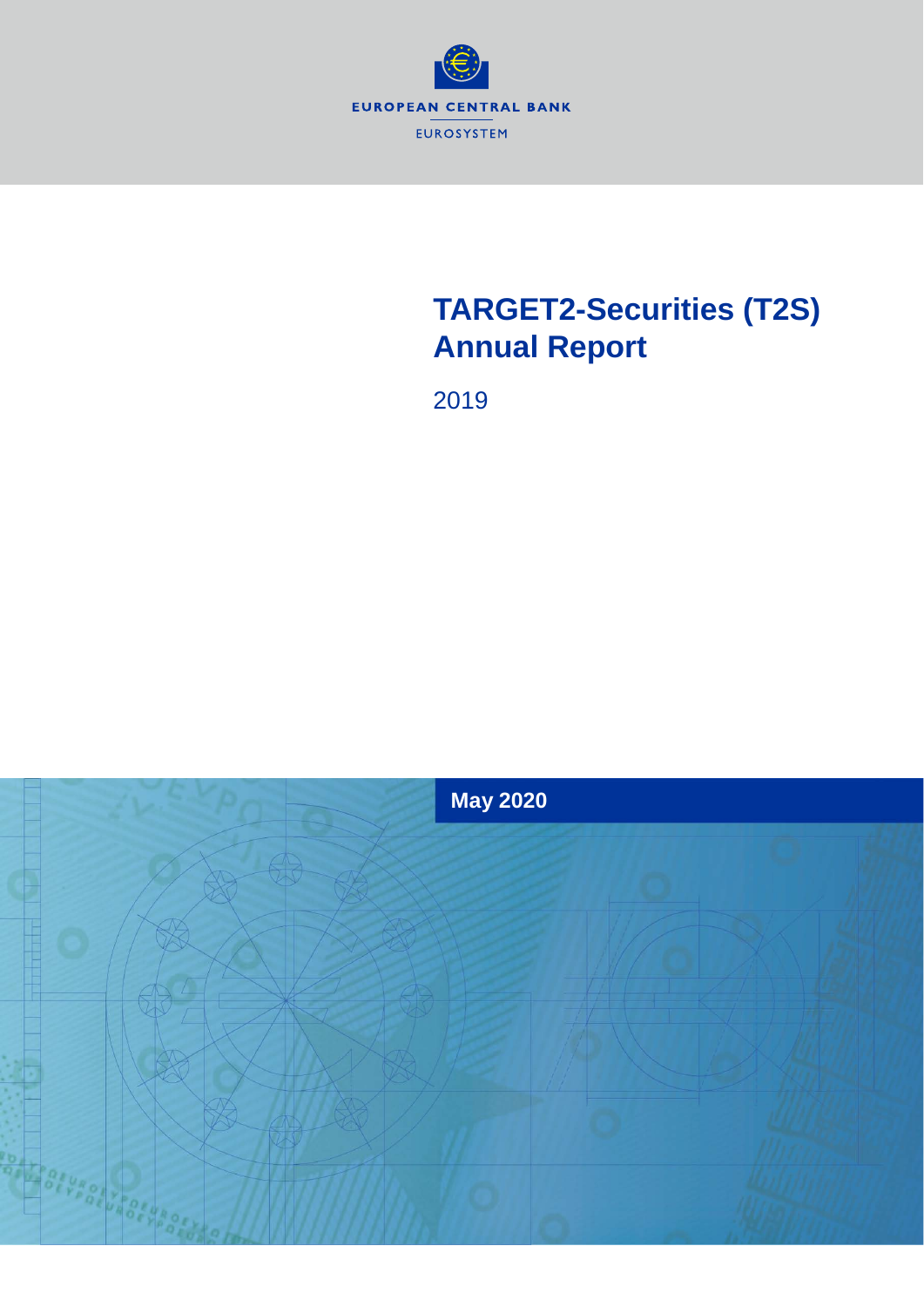EUROPEAN CENTRAL BANK

EUROSYSTEM

# TARGET2-Securities (T2S) Annual Report

2019

**May 2020**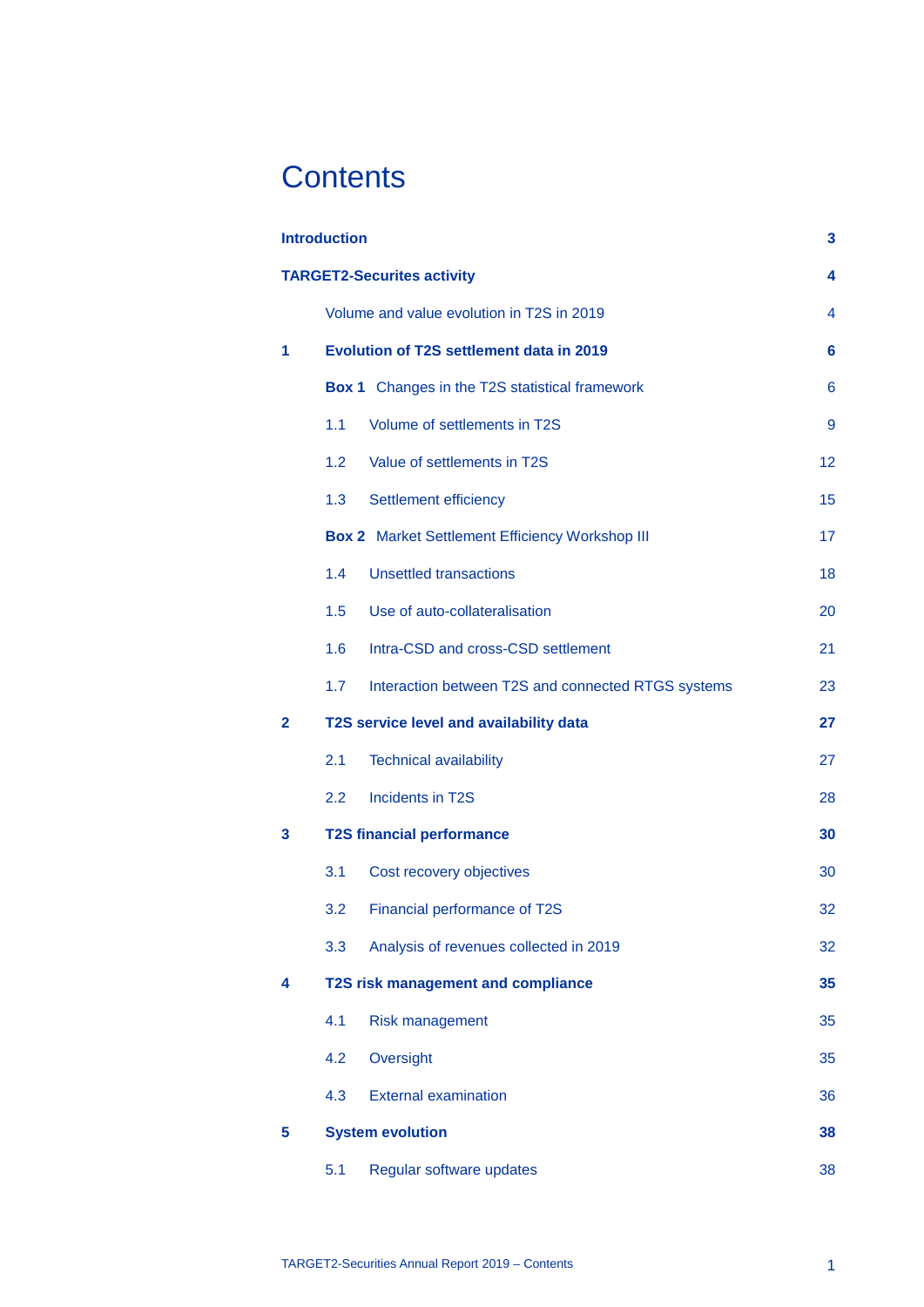# Contents

| | | |
|---|---|---|
| **Introduction** | | **3** |
| **TARGET2-Securites activity** | | **4** |
| | Volume and value evolution in T2S in 2019 | 4 |
| **1** | **Evolution of T2S settlement data in 2019** | **6** |
| | **Box 1** Changes in the T2S statistical framework | 6 |
| | 1.1 Volume of settlements in T2S | 9 |
| | 1.2 Value of settlements in T2S | 12 |
| | 1.3 Settlement efficiency | 15 |
| | **Box 2** Market Settlement Efficiency Workshop III | 17 |
| | 1.4 Unsettled transactions | 18 |
| | 1.5 Use of auto-collateralisation | 20 |
| | 1.6 Intra-CSD and cross-CSD settlement | 21 |
| | 1.7 Interaction between T2S and connected RTGS systems | 23 |
| **2** | **T2S service level and availability data** | **27** |
| | 2.1 Technical availability | 27 |
| | 2.2 Incidents in T2S | 28 |
| **3** | **T2S financial performance** | **30** |
| | 3.1 Cost recovery objectives | 30 |
| | 3.2 Financial performance of T2S | 32 |
| | 3.3 Analysis of revenues collected in 2019 | 32 |
| **4** | **T2S risk management and compliance** | **35** |
| | 4.1 Risk management | 35 |
| | 4.2 Oversight | 35 |
| | 4.3 External examination | 36 |
| **5** | **System evolution** | **38** |
| | 5.1 Regular software updates | 38 |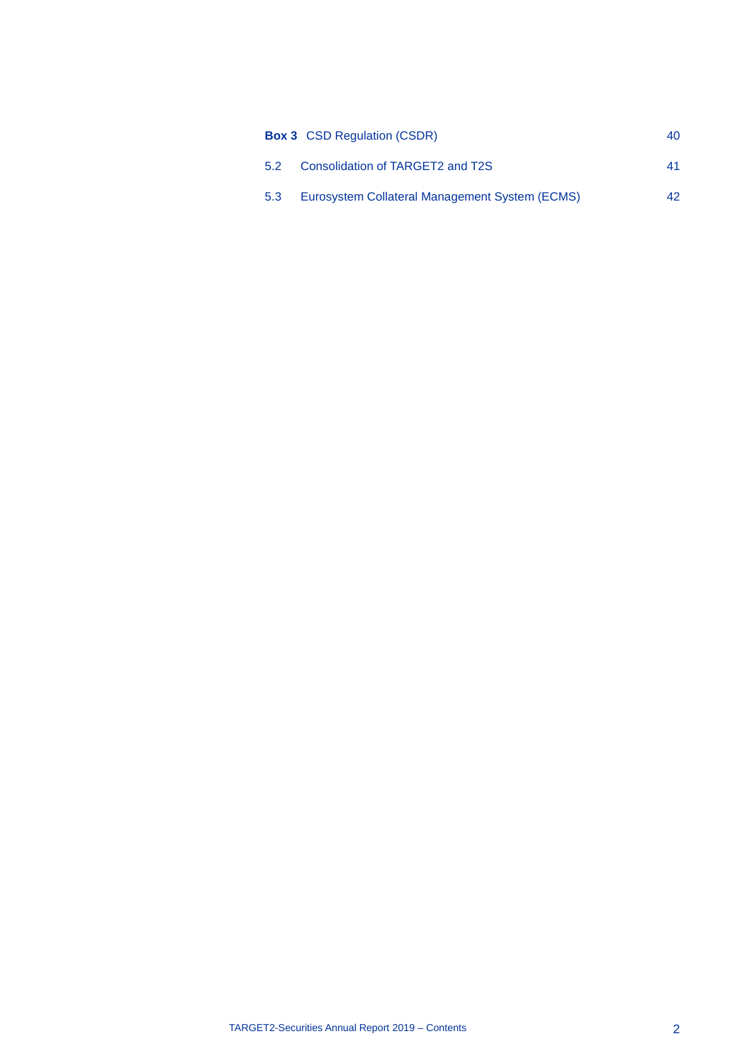**Box 3** CSD Regulation (CSDR) 40

5.2 Consolidation of TARGET2 and T2S 41

5.3 Eurosystem Collateral Management System (ECMS) 42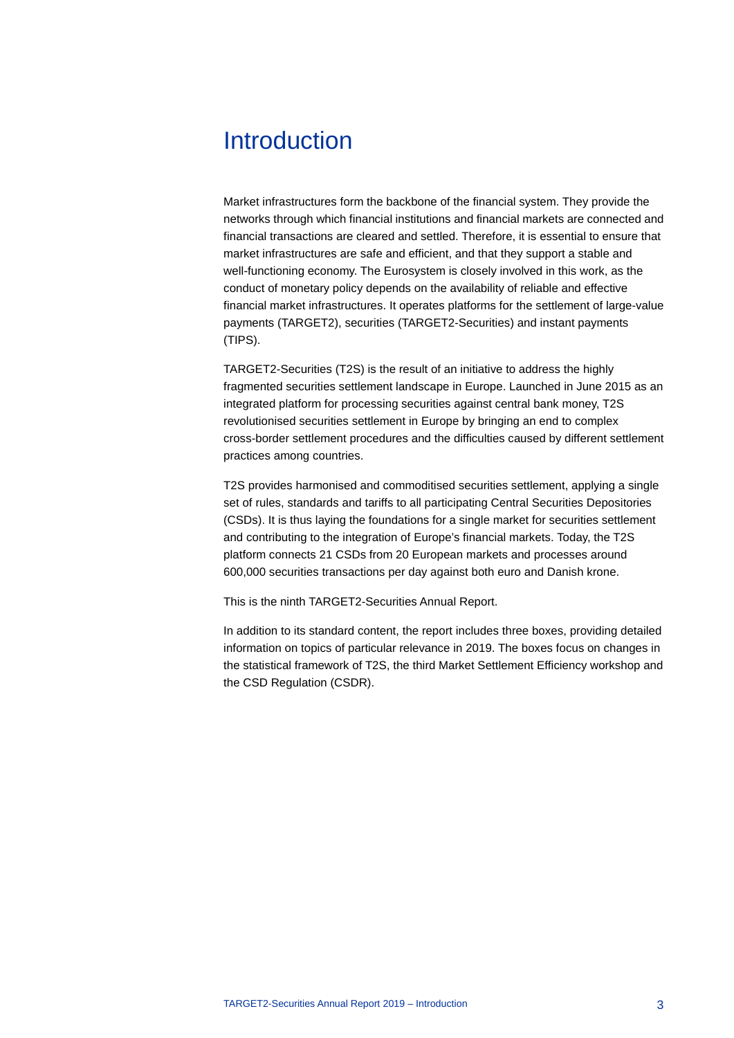# Introduction

Market infrastructures form the backbone of the financial system. They provide the networks through which financial institutions and financial markets are connected and financial transactions are cleared and settled. Therefore, it is essential to ensure that market infrastructures are safe and efficient, and that they support a stable and well-functioning economy. The Eurosystem is closely involved in this work, as the conduct of monetary policy depends on the availability of reliable and effective financial market infrastructures. It operates platforms for the settlement of large-value payments (TARGET2), securities (TARGET2-Securities) and instant payments (TIPS).

TARGET2-Securities (T2S) is the result of an initiative to address the highly fragmented securities settlement landscape in Europe. Launched in June 2015 as an integrated platform for processing securities against central bank money, T2S revolutionised securities settlement in Europe by bringing an end to complex cross-border settlement procedures and the difficulties caused by different settlement practices among countries.

T2S provides harmonised and commoditised securities settlement, applying a single set of rules, standards and tariffs to all participating Central Securities Depositories (CSDs). It is thus laying the foundations for a single market for securities settlement and contributing to the integration of Europe's financial markets. Today, the T2S platform connects 21 CSDs from 20 European markets and processes around 600,000 securities transactions per day against both euro and Danish krone.

This is the ninth TARGET2-Securities Annual Report.

In addition to its standard content, the report includes three boxes, providing detailed information on topics of particular relevance in 2019. The boxes focus on changes in the statistical framework of T2S, the third Market Settlement Efficiency workshop and the CSD Regulation (CSDR).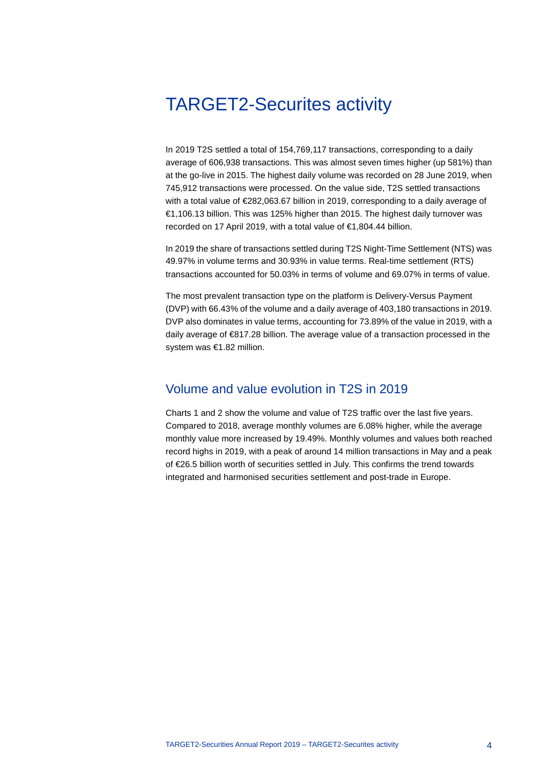# TARGET2-Securites activity

In 2019 T2S settled a total of 154,769,117 transactions, corresponding to a daily average of 606,938 transactions. This was almost seven times higher (up 581%) than at the go-live in 2015. The highest daily volume was recorded on 28 June 2019, when 745,912 transactions were processed. On the value side, T2S settled transactions with a total value of €282,063.67 billion in 2019, corresponding to a daily average of €1,106.13 billion. This was 125% higher than 2015. The highest daily turnover was recorded on 17 April 2019, with a total value of €1,804.44 billion.

In 2019 the share of transactions settled during T2S Night-Time Settlement (NTS) was 49.97% in volume terms and 30.93% in value terms. Real-time settlement (RTS) transactions accounted for 50.03% in terms of volume and 69.07% in terms of value.

The most prevalent transaction type on the platform is Delivery-Versus Payment (DVP) with 66.43% of the volume and a daily average of 403,180 transactions in 2019. DVP also dominates in value terms, accounting for 73.89% of the value in 2019, with a daily average of €817.28 billion. The average value of a transaction processed in the system was €1.82 million.

## Volume and value evolution in T2S in 2019

Charts 1 and 2 show the volume and value of T2S traffic over the last five years. Compared to 2018, average monthly volumes are 6.08% higher, while the average monthly value more increased by 19.49%. Monthly volumes and values both reached record highs in 2019, with a peak of around 14 million transactions in May and a peak of €26.5 billion worth of securities settled in July. This confirms the trend towards integrated and harmonised securities settlement and post-trade in Europe.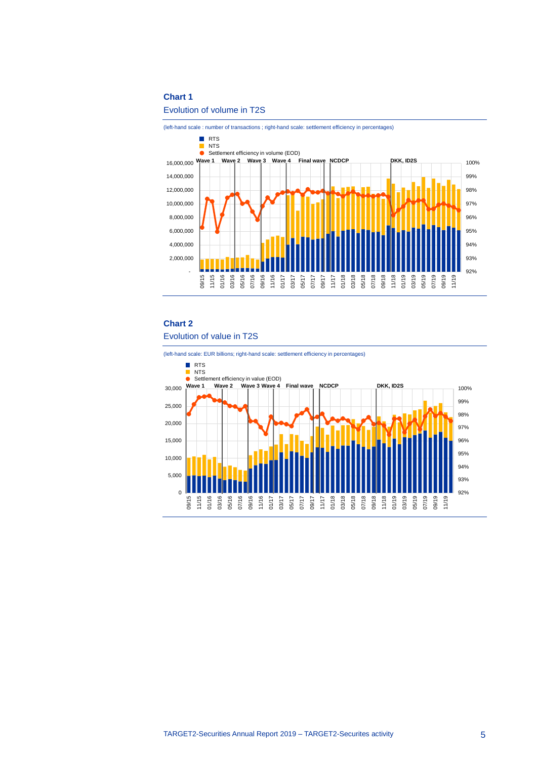**Chart 1**

Evolution of volume in T2S

(left-hand scale : number of transactions ; right-hand scale: settlement efficiency in percentages)

**Chart 2**

Evolution of value in T2S

(left-hand scale: EUR billions; right-hand scale: settlement efficiency in percentages)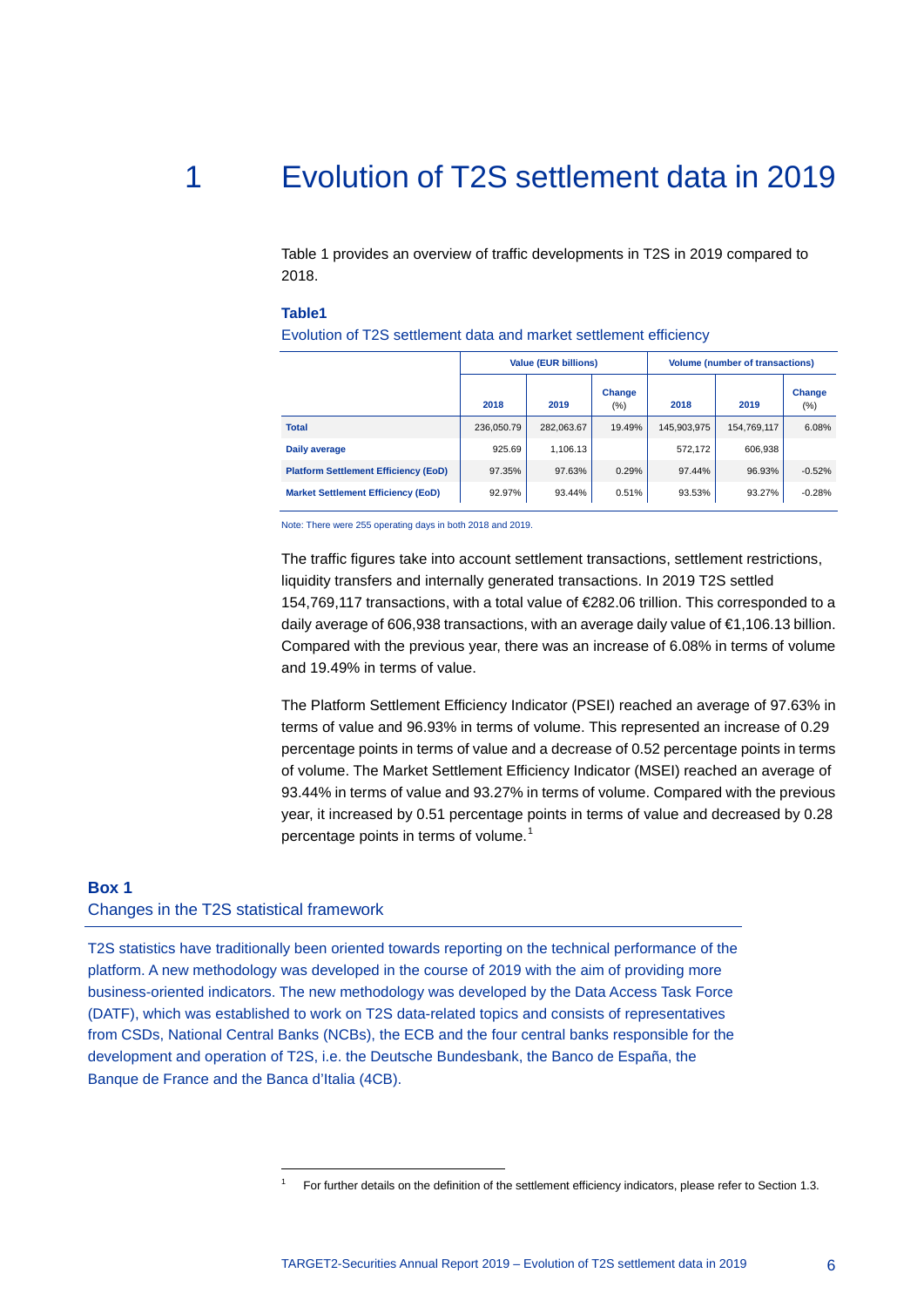# 1 Evolution of T2S settlement data in 2019

Table 1 provides an overview of traffic developments in T2S in 2019 compared to 2018.

**Table1**

Evolution of T2S settlement data and market settlement efficiency

| | Value (EUR billions) | | | Volume (number of transactions) | | |
|---|---|---|---|---|---|---|
| | 2018 | 2019 | Change (%) | 2018 | 2019 | Change (%) |
| **Total** | 236,050.79 | 282,063.67 | 19.49% | 145,903,975 | 154,769,117 | 6.08% |
| **Daily average** | 925.69 | 1,106.13 | | 572,172 | 606,938 | |
| **Platform Settlement Efficiency (EoD)** | 97.35% | 97.63% | 0.29% | 97.44% | 96.93% | -0.52% |
| **Market Settlement Efficiency (EoD)** | 92.97% | 93.44% | 0.51% | 93.53% | 93.27% | -0.28% |

Note: There were 255 operating days in both 2018 and 2019.

The traffic figures take into account settlement transactions, settlement restrictions, liquidity transfers and internally generated transactions. In 2019 T2S settled 154,769,117 transactions, with a total value of €282.06 trillion. This corresponded to a daily average of 606,938 transactions, with an average daily value of €1,106.13 billion. Compared with the previous year, there was an increase of 6.08% in terms of volume and 19.49% in terms of value.

The Platform Settlement Efficiency Indicator (PSEI) reached an average of 97.63% in terms of value and 96.93% in terms of volume. This represented an increase of 0.29 percentage points in terms of value and a decrease of 0.52 percentage points in terms of volume. The Market Settlement Efficiency Indicator (MSEI) reached an average of 93.44% in terms of value and 93.27% in terms of volume. Compared with the previous year, it increased by 0.51 percentage points in terms of value and decreased by 0.28 percentage points in terms of volume.[1]

**Box 1**

Changes in the T2S statistical framework

T2S statistics have traditionally been oriented towards reporting on the technical performance of the platform. A new methodology was developed in the course of 2019 with the aim of providing more business-oriented indicators. The new methodology was developed by the Data Access Task Force (DATF), which was established to work on T2S data-related topics and consists of representatives from CSDs, National Central Banks (NCBs), the ECB and the four central banks responsible for the development and operation of T2S, i.e. the Deutsche Bundesbank, the Banco de España, the Banque de France and the Banca d'Italia (4CB).

[1] For further details on the definition of the settlement efficiency indicators, please refer to Section 1.3.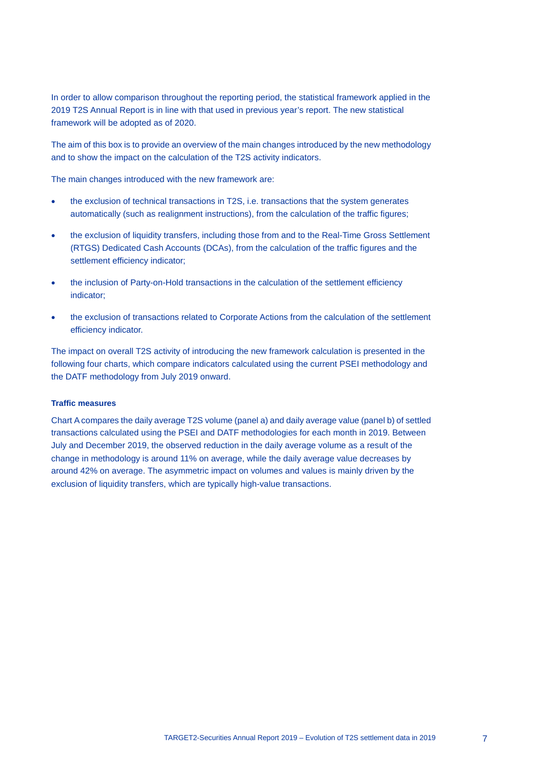In order to allow comparison throughout the reporting period, the statistical framework applied in the 2019 T2S Annual Report is in line with that used in previous year's report. The new statistical framework will be adopted as of 2020.

The aim of this box is to provide an overview of the main changes introduced by the new methodology and to show the impact on the calculation of the T2S activity indicators.

The main changes introduced with the new framework are:

- the exclusion of technical transactions in T2S, i.e. transactions that the system generates automatically (such as realignment instructions), from the calculation of the traffic figures;
- the exclusion of liquidity transfers, including those from and to the Real-Time Gross Settlement (RTGS) Dedicated Cash Accounts (DCAs), from the calculation of the traffic figures and the settlement efficiency indicator;
- the inclusion of Party-on-Hold transactions in the calculation of the settlement efficiency indicator;
- the exclusion of transactions related to Corporate Actions from the calculation of the settlement efficiency indicator.

The impact on overall T2S activity of introducing the new framework calculation is presented in the following four charts, which compare indicators calculated using the current PSEI methodology and the DATF methodology from July 2019 onward.

#### Traffic measures

Chart A compares the daily average T2S volume (panel a) and daily average value (panel b) of settled transactions calculated using the PSEI and DATF methodologies for each month in 2019. Between July and December 2019, the observed reduction in the daily average volume as a result of the change in methodology is around 11% on average, while the daily average value decreases by around 42% on average. The asymmetric impact on volumes and values is mainly driven by the exclusion of liquidity transfers, which are typically high-value transactions.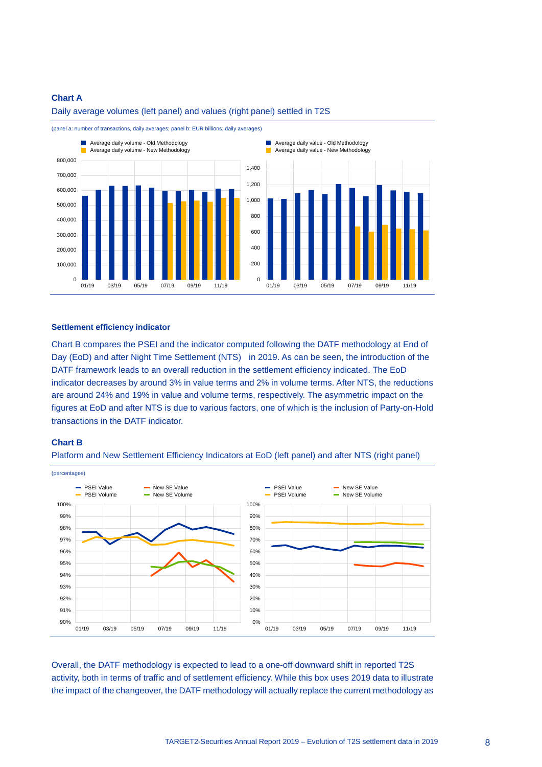**Chart A**

Daily average volumes (left panel) and values (right panel) settled in T2S

(panel a: number of transactions, daily averages; panel b: EUR billions, daily averages)

### Settlement efficiency indicator

Chart B compares the PSEI and the indicator computed following the DATF methodology at End of Day (EoD) and after Night Time Settlement (NTS) in 2019. As can be seen, the introduction of the DATF framework leads to an overall reduction in the settlement efficiency indicated. The EoD indicator decreases by around 3% in value terms and 2% in volume terms. After NTS, the reductions are around 24% and 19% in value and volume terms, respectively. The asymmetric impact on the figures at EoD and after NTS is due to various factors, one of which is the inclusion of Party-on-Hold transactions in the DATF indicator.

**Chart B**

Platform and New Settlement Efficiency Indicators at EoD (left panel) and after NTS (right panel)

(percentages)

Overall, the DATF methodology is expected to lead to a one-off downward shift in reported T2S activity, both in terms of traffic and of settlement efficiency. While this box uses 2019 data to illustrate the impact of the changeover, the DATF methodology will actually replace the current methodology as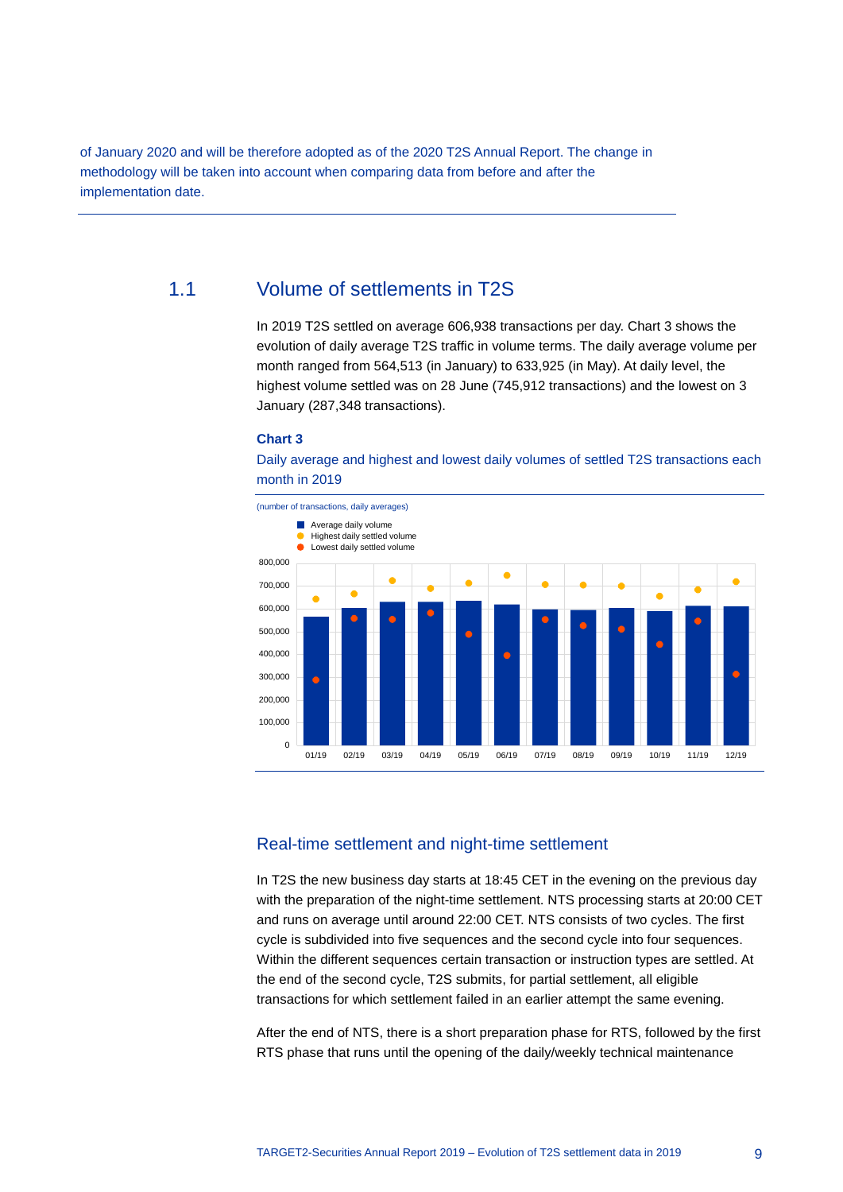of January 2020 and will be therefore adopted as of the 2020 T2S Annual Report. The change in methodology will be taken into account when comparing data from before and after the implementation date.

## 1.1 Volume of settlements in T2S

In 2019 T2S settled on average 606,938 transactions per day. Chart 3 shows the evolution of daily average T2S traffic in volume terms. The daily average volume per month ranged from 564,513 (in January) to 633,925 (in May). At daily level, the highest volume settled was on 28 June (745,912 transactions) and the lowest on 3 January (287,348 transactions).

**Chart 3**

Daily average and highest and lowest daily volumes of settled T2S transactions each month in 2019

(number of transactions, daily averages)

- Average daily volume
- Highest daily settled volume
- Lowest daily settled volume

## Real-time settlement and night-time settlement

In T2S the new business day starts at 18:45 CET in the evening on the previous day with the preparation of the night-time settlement. NTS processing starts at 20:00 CET and runs on average until around 22:00 CET. NTS consists of two cycles. The first cycle is subdivided into five sequences and the second cycle into four sequences. Within the different sequences certain transaction or instruction types are settled. At the end of the second cycle, T2S submits, for partial settlement, all eligible transactions for which settlement failed in an earlier attempt the same evening.

After the end of NTS, there is a short preparation phase for RTS, followed by the first RTS phase that runs until the opening of the daily/weekly technical maintenance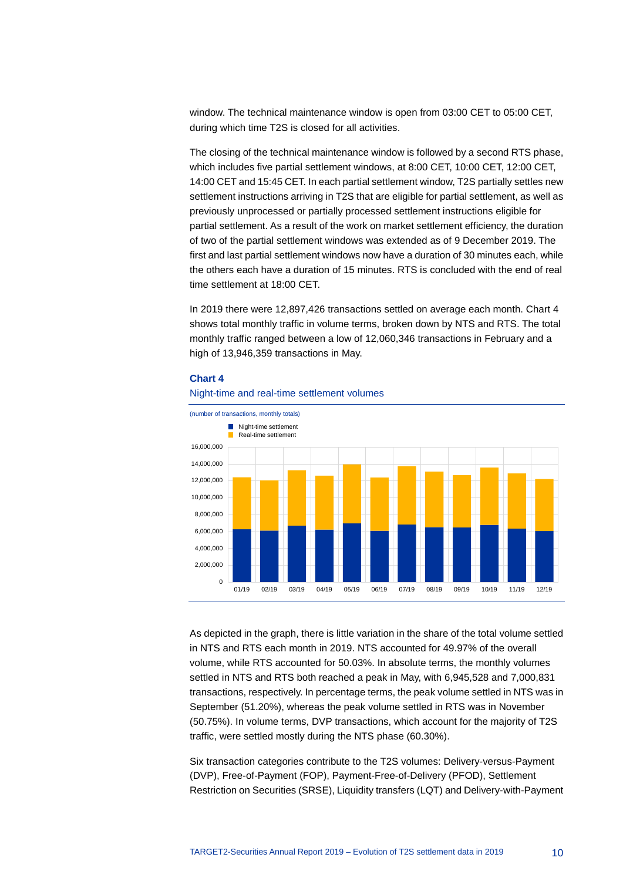window. The technical maintenance window is open from 03:00 CET to 05:00 CET, during which time T2S is closed for all activities.

The closing of the technical maintenance window is followed by a second RTS phase, which includes five partial settlement windows, at 8:00 CET, 10:00 CET, 12:00 CET, 14:00 CET and 15:45 CET. In each partial settlement window, T2S partially settles new settlement instructions arriving in T2S that are eligible for partial settlement, as well as previously unprocessed or partially processed settlement instructions eligible for partial settlement. As a result of the work on market settlement efficiency, the duration of two of the partial settlement windows was extended as of 9 December 2019. The first and last partial settlement windows now have a duration of 30 minutes each, while the others each have a duration of 15 minutes. RTS is concluded with the end of real time settlement at 18:00 CET.

In 2019 there were 12,897,426 transactions settled on average each month. Chart 4 shows total monthly traffic in volume terms, broken down by NTS and RTS. The total monthly traffic ranged between a low of 12,060,346 transactions in February and a high of 13,946,359 transactions in May.

**Chart 4**

Night-time and real-time settlement volumes

(number of transactions, monthly totals)

As depicted in the graph, there is little variation in the share of the total volume settled in NTS and RTS each month in 2019. NTS accounted for 49.97% of the overall volume, while RTS accounted for 50.03%. In absolute terms, the monthly volumes settled in NTS and RTS both reached a peak in May, with 6,945,528 and 7,000,831 transactions, respectively. In percentage terms, the peak volume settled in NTS was in September (51.20%), whereas the peak volume settled in RTS was in November (50.75%). In volume terms, DVP transactions, which account for the majority of T2S traffic, were settled mostly during the NTS phase (60.30%).

Six transaction categories contribute to the T2S volumes: Delivery-versus-Payment (DVP), Free-of-Payment (FOP), Payment-Free-of-Delivery (PFOD), Settlement Restriction on Securities (SRSE), Liquidity transfers (LQT) and Delivery-with-Payment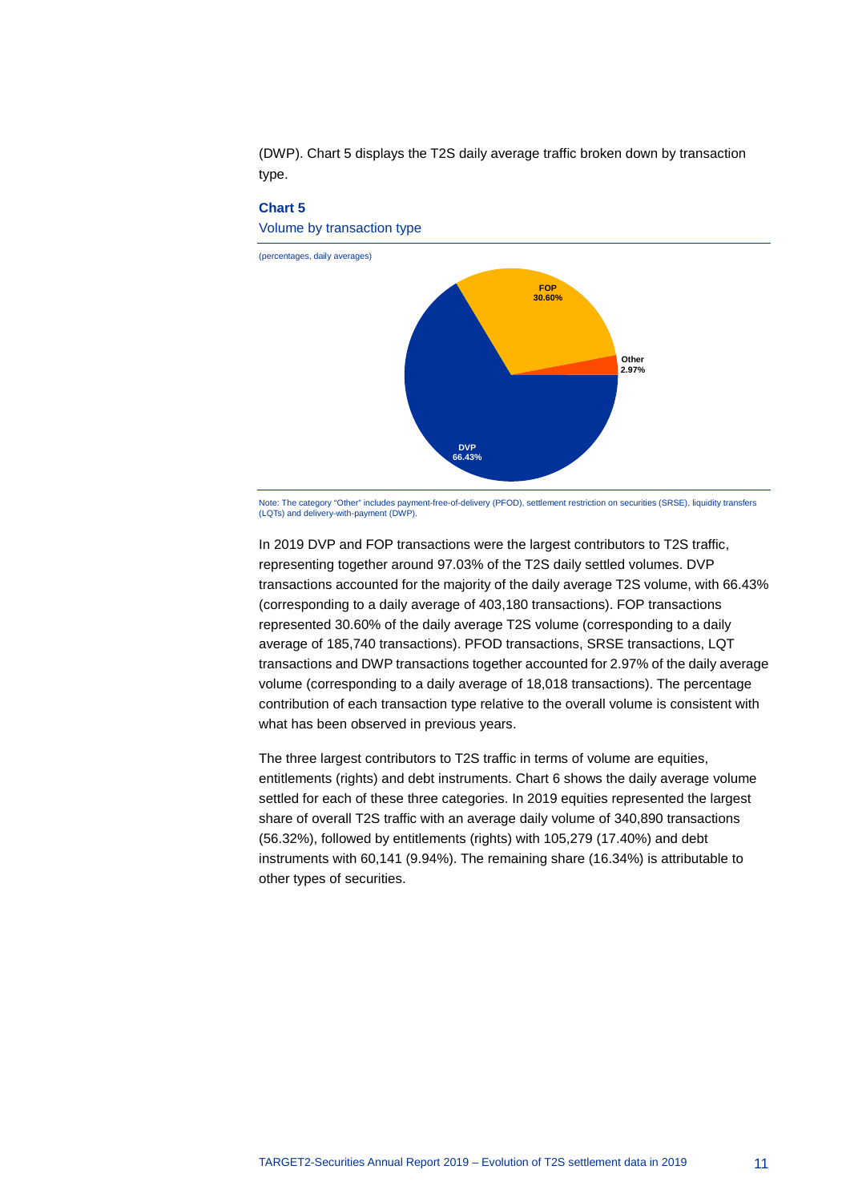(DWP). Chart 5 displays the T2S daily average traffic broken down by transaction type.

**Chart 5**

Volume by transaction type

(percentages, daily averages)

FOP 30.60%

Other 2.97%

DVP 66.43%

Note: The category "Other" includes payment-free-of-delivery (PFOD), settlement restriction on securities (SRSE), liquidity transfers (LQTs) and delivery-with-payment (DWP).

In 2019 DVP and FOP transactions were the largest contributors to T2S traffic, representing together around 97.03% of the T2S daily settled volumes. DVP transactions accounted for the majority of the daily average T2S volume, with 66.43% (corresponding to a daily average of 403,180 transactions). FOP transactions represented 30.60% of the daily average T2S volume (corresponding to a daily average of 185,740 transactions). PFOD transactions, SRSE transactions, LQT transactions and DWP transactions together accounted for 2.97% of the daily average volume (corresponding to a daily average of 18,018 transactions). The percentage contribution of each transaction type relative to the overall volume is consistent with what has been observed in previous years.

The three largest contributors to T2S traffic in terms of volume are equities, entitlements (rights) and debt instruments. Chart 6 shows the daily average volume settled for each of these three categories. In 2019 equities represented the largest share of overall T2S traffic with an average daily volume of 340,890 transactions (56.32%), followed by entitlements (rights) with 105,279 (17.40%) and debt instruments with 60,141 (9.94%). The remaining share (16.34%) is attributable to other types of securities.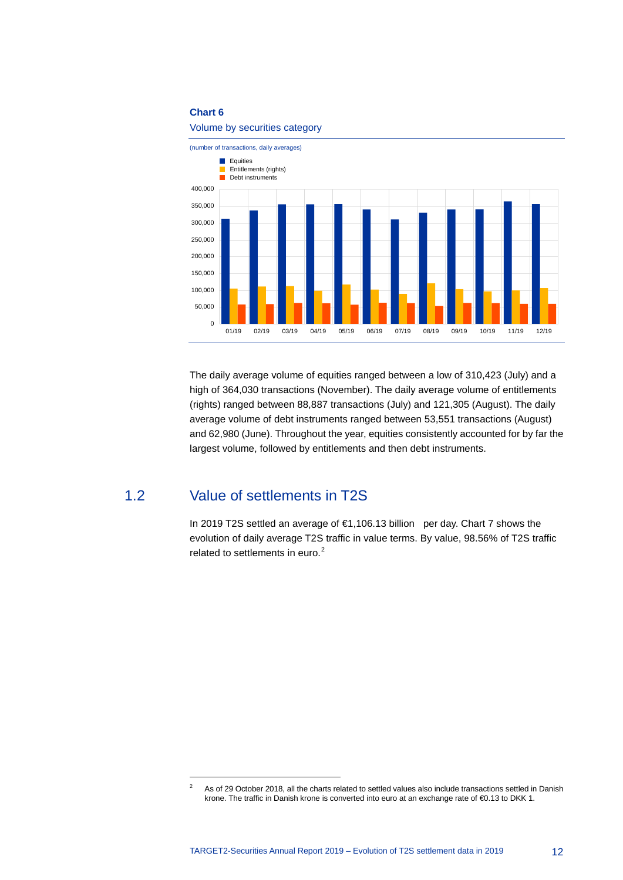**Chart 6**

Volume by securities category

(number of transactions, daily averages)

The daily average volume of equities ranged between a low of 310,423 (July) and a high of 364,030 transactions (November). The daily average volume of entitlements (rights) ranged between 88,887 transactions (July) and 121,305 (August). The daily average volume of debt instruments ranged between 53,551 transactions (August) and 62,980 (June). Throughout the year, equities consistently accounted for by far the largest volume, followed by entitlements and then debt instruments.

## 1.2 Value of settlements in T2S

In 2019 T2S settled an average of €1,106.13 billion per day. Chart 7 shows the evolution of daily average T2S traffic in value terms. By value, 98.56% of T2S traffic related to settlements in euro.[2]

[2] As of 29 October 2018, all the charts related to settled values also include transactions settled in Danish krone. The traffic in Danish krone is converted into euro at an exchange rate of €0.13 to DKK 1.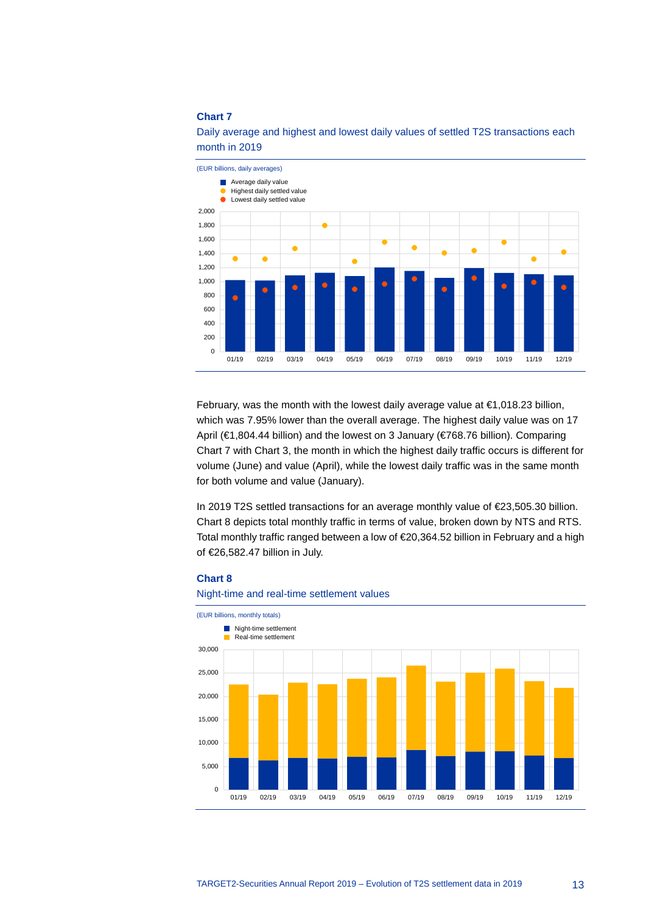**Chart 7**

Daily average and highest and lowest daily values of settled T2S transactions each month in 2019

(EUR billions, daily averages)

February, was the month with the lowest daily average value at €1,018.23 billion, which was 7.95% lower than the overall average. The highest daily value was on 17 April (€1,804.44 billion) and the lowest on 3 January (€768.76 billion). Comparing Chart 7 with Chart 3, the month in which the highest daily traffic occurs is different for volume (June) and value (April), while the lowest daily traffic was in the same month for both volume and value (January).

In 2019 T2S settled transactions for an average monthly value of €23,505.30 billion. Chart 8 depicts total monthly traffic in terms of value, broken down by NTS and RTS. Total monthly traffic ranged between a low of €20,364.52 billion in February and a high of €26,582.47 billion in July.

**Chart 8**

Night-time and real-time settlement values

(EUR billions, monthly totals)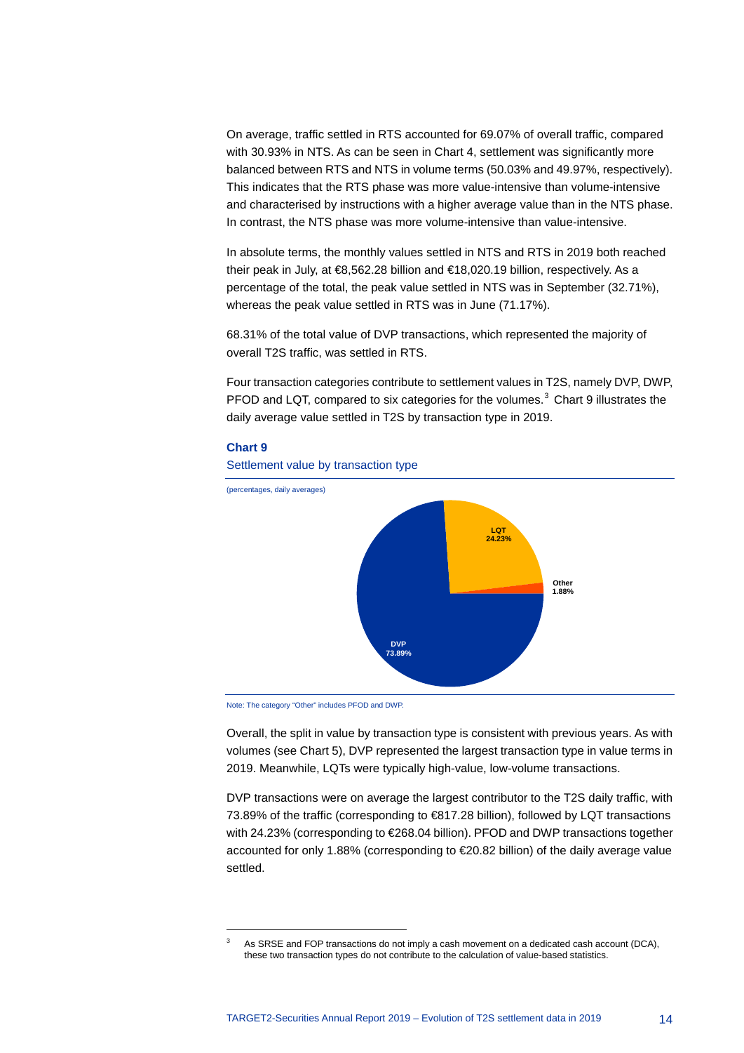On average, traffic settled in RTS accounted for 69.07% of overall traffic, compared with 30.93% in NTS. As can be seen in Chart 4, settlement was significantly more balanced between RTS and NTS in volume terms (50.03% and 49.97%, respectively). This indicates that the RTS phase was more value-intensive than volume-intensive and characterised by instructions with a higher average value than in the NTS phase. In contrast, the NTS phase was more volume-intensive than value-intensive.

In absolute terms, the monthly values settled in NTS and RTS in 2019 both reached their peak in July, at €8,562.28 billion and €18,020.19 billion, respectively. As a percentage of the total, the peak value settled in NTS was in September (32.71%), whereas the peak value settled in RTS was in June (71.17%).

68.31% of the total value of DVP transactions, which represented the majority of overall T2S traffic, was settled in RTS.

Four transaction categories contribute to settlement values in T2S, namely DVP, DWP, PFOD and LQT, compared to six categories for the volumes.[3] Chart 9 illustrates the daily average value settled in T2S by transaction type in 2019.

**Chart 9**

Settlement value by transaction type

(percentages, daily averages)

| Transaction type | Share |
|---|---|
| DVP | 73.89% |
| LQT | 24.23% |
| Other | 1.88% |

Note: The category "Other" includes PFOD and DWP.

Overall, the split in value by transaction type is consistent with previous years. As with volumes (see Chart 5), DVP represented the largest transaction type in value terms in 2019. Meanwhile, LQTs were typically high-value, low-volume transactions.

DVP transactions were on average the largest contributor to the T2S daily traffic, with 73.89% of the traffic (corresponding to €817.28 billion), followed by LQT transactions with 24.23% (corresponding to €268.04 billion). PFOD and DWP transactions together accounted for only 1.88% (corresponding to €20.82 billion) of the daily average value settled.

[3] As SRSE and FOP transactions do not imply a cash movement on a dedicated cash account (DCA), these two transaction types do not contribute to the calculation of value-based statistics.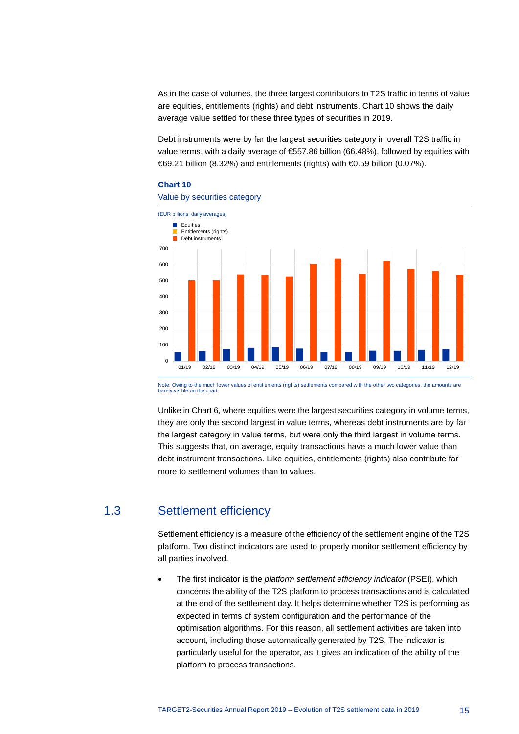As in the case of volumes, the three largest contributors to T2S traffic in terms of value are equities, entitlements (rights) and debt instruments. Chart 10 shows the daily average value settled for these three types of securities in 2019.

Debt instruments were by far the largest securities category in overall T2S traffic in value terms, with a daily average of €557.86 billion (66.48%), followed by equities with €69.21 billion (8.32%) and entitlements (rights) with €0.59 billion (0.07%).

**Chart 10**

Value by securities category

(EUR billions, daily averages)

Note: Owing to the much lower values of entitlements (rights) settlements compared with the other two categories, the amounts are barely visible on the chart.

Unlike in Chart 6, where equities were the largest securities category in volume terms, they are only the second largest in value terms, whereas debt instruments are by far the largest category in value terms, but were only the third largest in volume terms. This suggests that, on average, equity transactions have a much lower value than debt instrument transactions. Like equities, entitlements (rights) also contribute far more to settlement volumes than to values.

## 1.3 Settlement efficiency

Settlement efficiency is a measure of the efficiency of the settlement engine of the T2S platform. Two distinct indicators are used to properly monitor settlement efficiency by all parties involved.

- The first indicator is the *platform settlement efficiency indicator* (PSEI), which concerns the ability of the T2S platform to process transactions and is calculated at the end of the settlement day. It helps determine whether T2S is performing as expected in terms of system configuration and the performance of the optimisation algorithms. For this reason, all settlement activities are taken into account, including those automatically generated by T2S. The indicator is particularly useful for the operator, as it gives an indication of the ability of the platform to process transactions.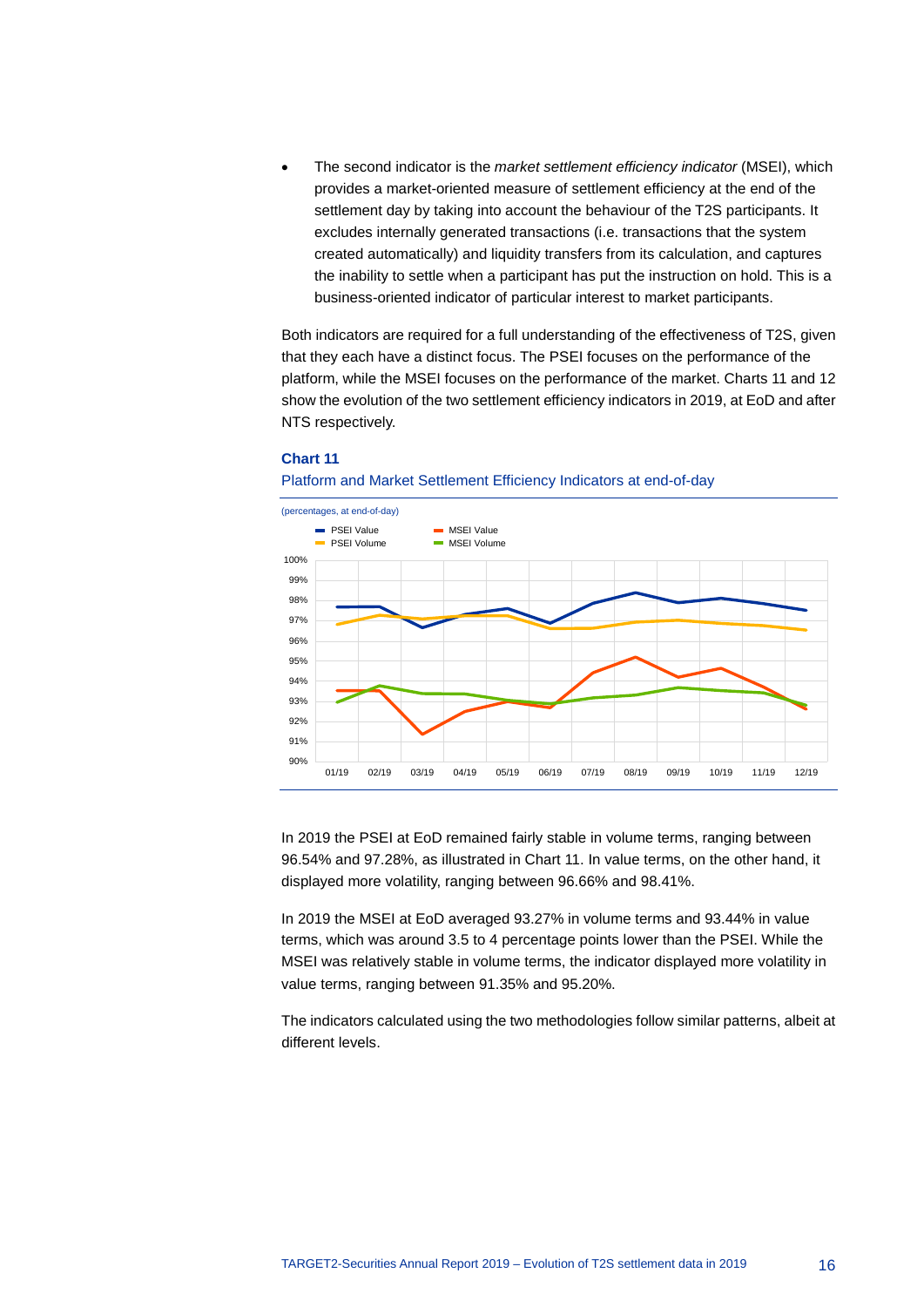- The second indicator is the *market settlement efficiency indicator* (MSEI), which provides a market-oriented measure of settlement efficiency at the end of the settlement day by taking into account the behaviour of the T2S participants. It excludes internally generated transactions (i.e. transactions that the system created automatically) and liquidity transfers from its calculation, and captures the inability to settle when a participant has put the instruction on hold. This is a business-oriented indicator of particular interest to market participants.

Both indicators are required for a full understanding of the effectiveness of T2S, given that they each have a distinct focus. The PSEI focuses on the performance of the platform, while the MSEI focuses on the performance of the market. Charts 11 and 12 show the evolution of the two settlement efficiency indicators in 2019, at EoD and after NTS respectively.

**Chart 11**

Platform and Market Settlement Efficiency Indicators at end-of-day

(percentages, at end-of-day)

In 2019 the PSEI at EoD remained fairly stable in volume terms, ranging between 96.54% and 97.28%, as illustrated in Chart 11. In value terms, on the other hand, it displayed more volatility, ranging between 96.66% and 98.41%.

In 2019 the MSEI at EoD averaged 93.27% in volume terms and 93.44% in value terms, which was around 3.5 to 4 percentage points lower than the PSEI. While the MSEI was relatively stable in volume terms, the indicator displayed more volatility in value terms, ranging between 91.35% and 95.20%.

The indicators calculated using the two methodologies follow similar patterns, albeit at different levels.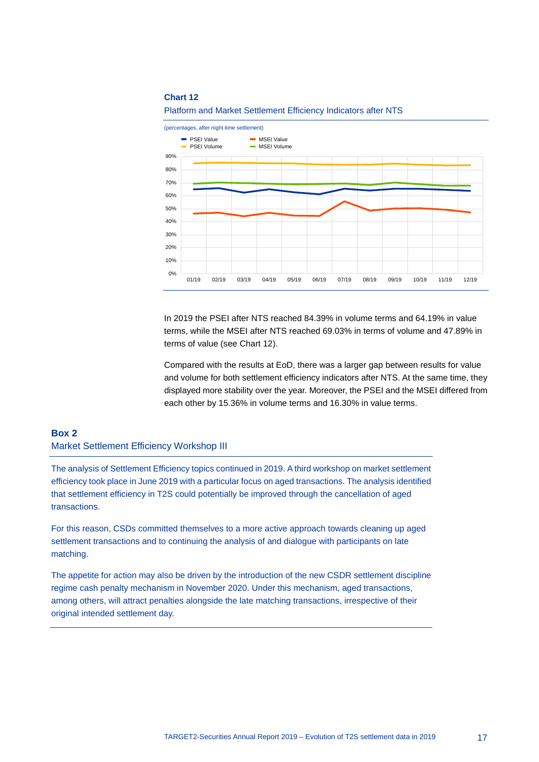**Chart 12**

Platform and Market Settlement Efficiency Indicators after NTS

(percentages, after night-time settlement)

In 2019 the PSEI after NTS reached 84.39% in volume terms and 64.19% in value terms, while the MSEI after NTS reached 69.03% in terms of volume and 47.89% in terms of value (see Chart 12).

Compared with the results at EoD, there was a larger gap between results for value and volume for both settlement efficiency indicators after NTS. At the same time, they displayed more stability over the year. Moreover, the PSEI and the MSEI differed from each other by 15.36% in volume terms and 16.30% in value terms.

## Box 2

### Market Settlement Efficiency Workshop III

The analysis of Settlement Efficiency topics continued in 2019. A third workshop on market settlement efficiency took place in June 2019 with a particular focus on aged transactions. The analysis identified that settlement efficiency in T2S could potentially be improved through the cancellation of aged transactions.

For this reason, CSDs committed themselves to a more active approach towards cleaning up aged settlement transactions and to continuing the analysis of and dialogue with participants on late matching.

The appetite for action may also be driven by the introduction of the new CSDR settlement discipline regime cash penalty mechanism in November 2020. Under this mechanism, aged transactions, among others, will attract penalties alongside the late matching transactions, irrespective of their original intended settlement day.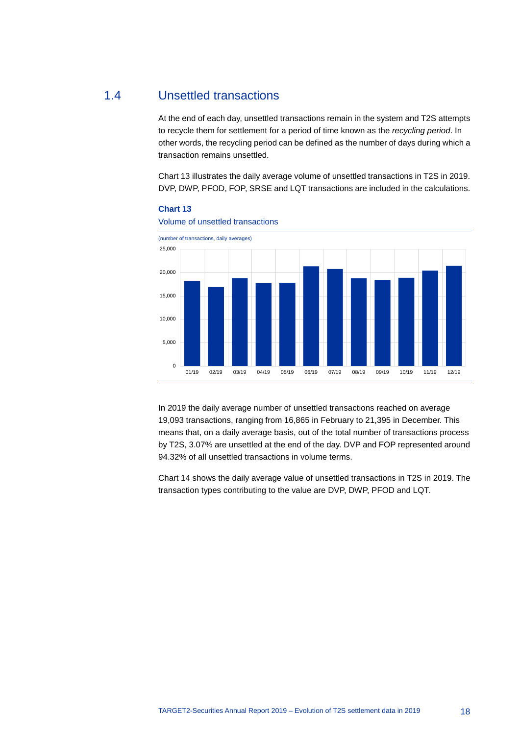## 1.4 Unsettled transactions

At the end of each day, unsettled transactions remain in the system and T2S attempts to recycle them for settlement for a period of time known as the *recycling period*. In other words, the recycling period can be defined as the number of days during which a transaction remains unsettled.

Chart 13 illustrates the daily average volume of unsettled transactions in T2S in 2019. DVP, DWP, PFOD, FOP, SRSE and LQT transactions are included in the calculations.

**Chart 13**

Volume of unsettled transactions

(number of transactions, daily averages)

In 2019 the daily average number of unsettled transactions reached on average 19,093 transactions, ranging from 16,865 in February to 21,395 in December. This means that, on a daily average basis, out of the total number of transactions process by T2S, 3.07% are unsettled at the end of the day. DVP and FOP represented around 94.32% of all unsettled transactions in volume terms.

Chart 14 shows the daily average value of unsettled transactions in T2S in 2019. The transaction types contributing to the value are DVP, DWP, PFOD and LQT.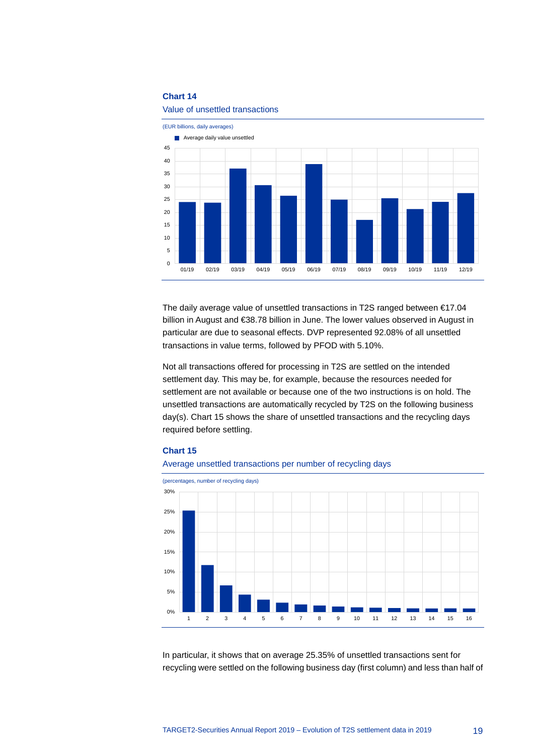**Chart 14**

Value of unsettled transactions

(EUR billions, daily averages)

The daily average value of unsettled transactions in T2S ranged between €17.04 billion in August and €38.78 billion in June. The lower values observed in August in particular are due to seasonal effects. DVP represented 92.08% of all unsettled transactions in value terms, followed by PFOD with 5.10%.

Not all transactions offered for processing in T2S are settled on the intended settlement day. This may be, for example, because the resources needed for settlement are not available or because one of the two instructions is on hold. The unsettled transactions are automatically recycled by T2S on the following business day(s). Chart 15 shows the share of unsettled transactions and the recycling days required before settling.

**Chart 15**

Average unsettled transactions per number of recycling days

(percentages, number of recycling days)

In particular, it shows that on average 25.35% of unsettled transactions sent for recycling were settled on the following business day (first column) and less than half of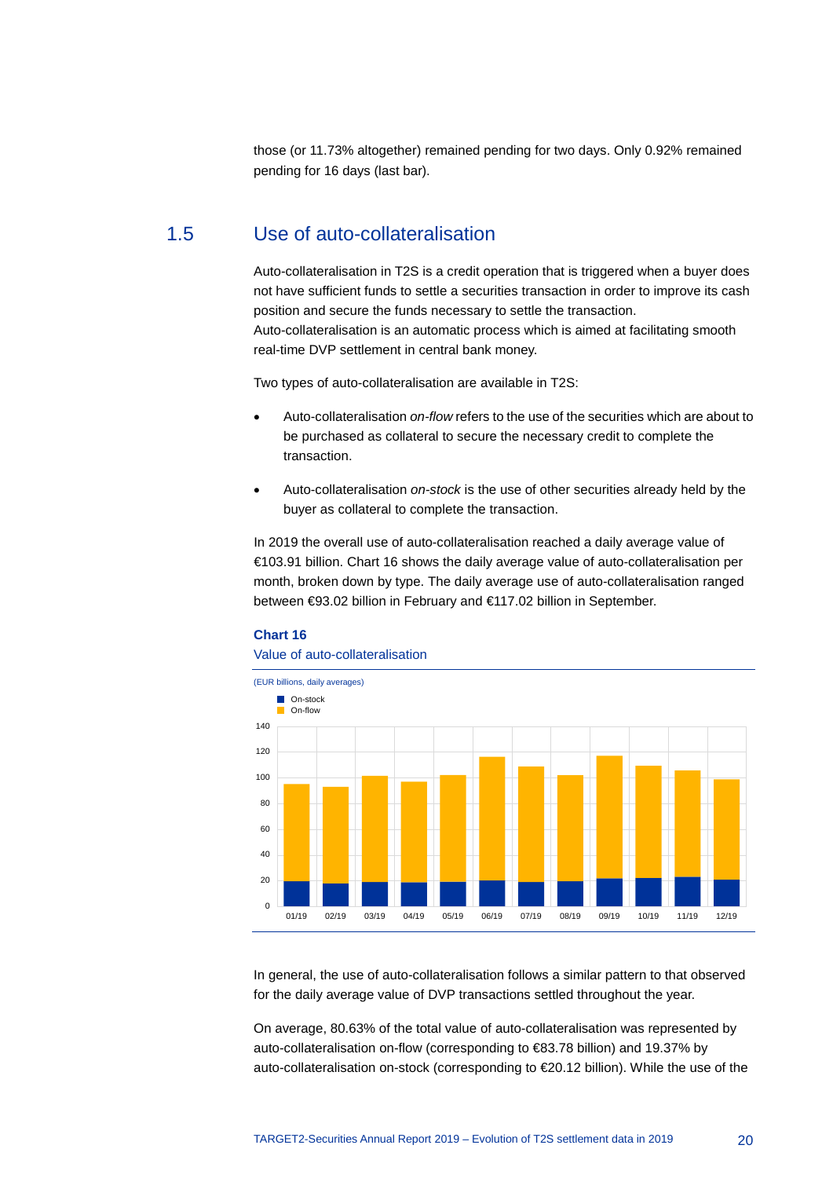those (or 11.73% altogether) remained pending for two days. Only 0.92% remained pending for 16 days (last bar).

## 1.5 Use of auto-collateralisation

Auto-collateralisation in T2S is a credit operation that is triggered when a buyer does not have sufficient funds to settle a securities transaction in order to improve its cash position and secure the funds necessary to settle the transaction. Auto-collateralisation is an automatic process which is aimed at facilitating smooth real-time DVP settlement in central bank money.

Two types of auto-collateralisation are available in T2S:

- Auto-collateralisation *on-flow* refers to the use of the securities which are about to be purchased as collateral to secure the necessary credit to complete the transaction.
- Auto-collateralisation *on-stock* is the use of other securities already held by the buyer as collateral to complete the transaction.

In 2019 the overall use of auto-collateralisation reached a daily average value of €103.91 billion. Chart 16 shows the daily average value of auto-collateralisation per month, broken down by type. The daily average use of auto-collateralisation ranged between €93.02 billion in February and €117.02 billion in September.

**Chart 16**

Value of auto-collateralisation

(EUR billions, daily averages)

Legend: On-stock, On-flow

Y-axis: 0, 20, 40, 60, 80, 100, 120, 140

X-axis: 01/19, 02/19, 03/19, 04/19, 05/19, 06/19, 07/19, 08/19, 09/19, 10/19, 11/19, 12/19

In general, the use of auto-collateralisation follows a similar pattern to that observed for the daily average value of DVP transactions settled throughout the year.

On average, 80.63% of the total value of auto-collateralisation was represented by auto-collateralisation on-flow (corresponding to €83.78 billion) and 19.37% by auto-collateralisation on-stock (corresponding to €20.12 billion). While the use of the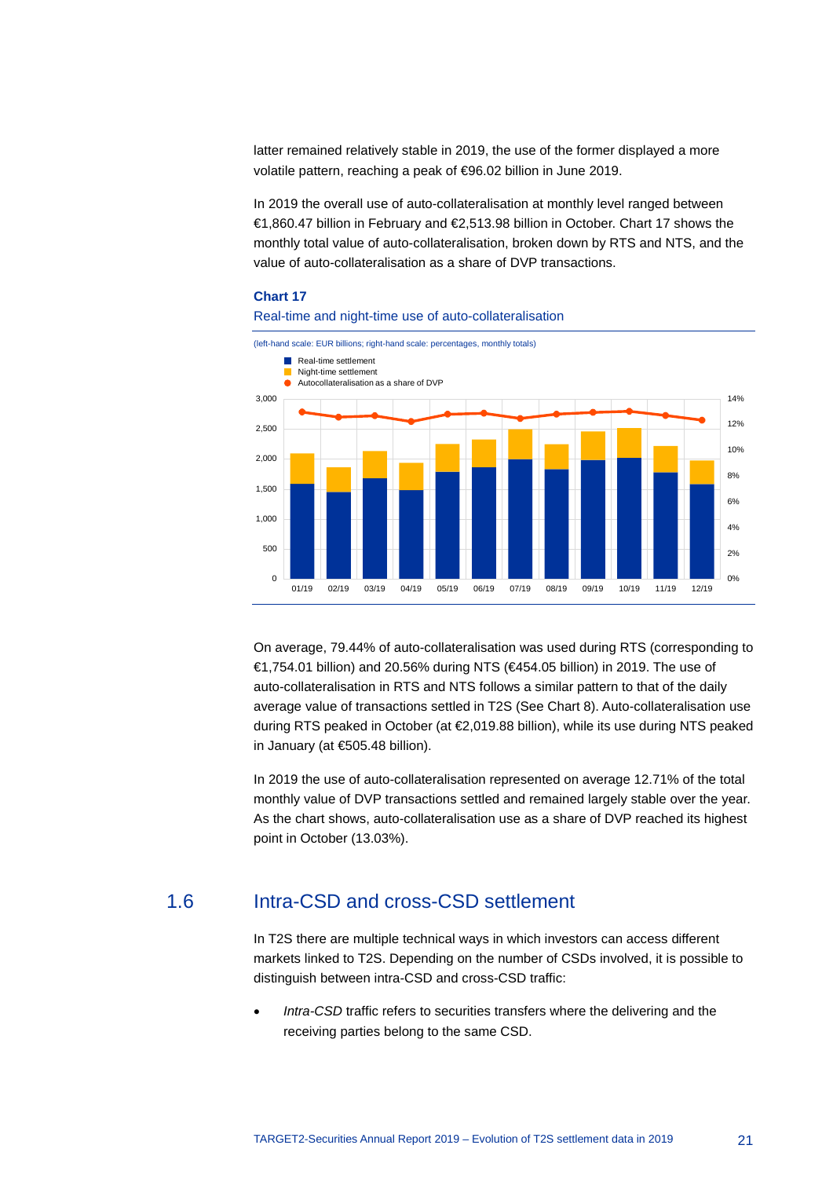latter remained relatively stable in 2019, the use of the former displayed a more volatile pattern, reaching a peak of €96.02 billion in June 2019.

In 2019 the overall use of auto-collateralisation at monthly level ranged between €1,860.47 billion in February and €2,513.98 billion in October. Chart 17 shows the monthly total value of auto-collateralisation, broken down by RTS and NTS, and the value of auto-collateralisation as a share of DVP transactions.

**Chart 17**

Real-time and night-time use of auto-collateralisation

(left-hand scale: EUR billions; right-hand scale: percentages, monthly totals)

On average, 79.44% of auto-collateralisation was used during RTS (corresponding to €1,754.01 billion) and 20.56% during NTS (€454.05 billion) in 2019. The use of auto-collateralisation in RTS and NTS follows a similar pattern to that of the daily average value of transactions settled in T2S (See Chart 8). Auto-collateralisation use during RTS peaked in October (at €2,019.88 billion), while its use during NTS peaked in January (at €505.48 billion).

In 2019 the use of auto-collateralisation represented on average 12.71% of the total monthly value of DVP transactions settled and remained largely stable over the year. As the chart shows, auto-collateralisation use as a share of DVP reached its highest point in October (13.03%).

## 1.6 Intra-CSD and cross-CSD settlement

In T2S there are multiple technical ways in which investors can access different markets linked to T2S. Depending on the number of CSDs involved, it is possible to distinguish between intra-CSD and cross-CSD traffic:

- *Intra-CSD* traffic refers to securities transfers where the delivering and the receiving parties belong to the same CSD.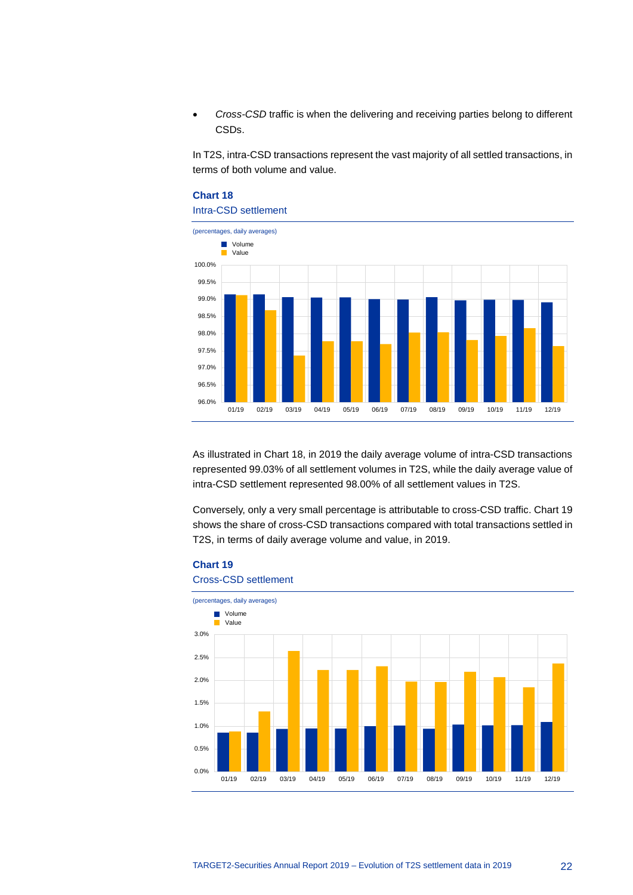- *Cross-CSD* traffic is when the delivering and receiving parties belong to different CSDs.

In T2S, intra-CSD transactions represent the vast majority of all settled transactions, in terms of both volume and value.

**Chart 18**

Intra-CSD settlement

(percentages, daily averages)

As illustrated in Chart 18, in 2019 the daily average volume of intra-CSD transactions represented 99.03% of all settlement volumes in T2S, while the daily average value of intra-CSD settlement represented 98.00% of all settlement values in T2S.

Conversely, only a very small percentage is attributable to cross-CSD traffic. Chart 19 shows the share of cross-CSD transactions compared with total transactions settled in T2S, in terms of daily average volume and value, in 2019.

**Chart 19**

Cross-CSD settlement

(percentages, daily averages)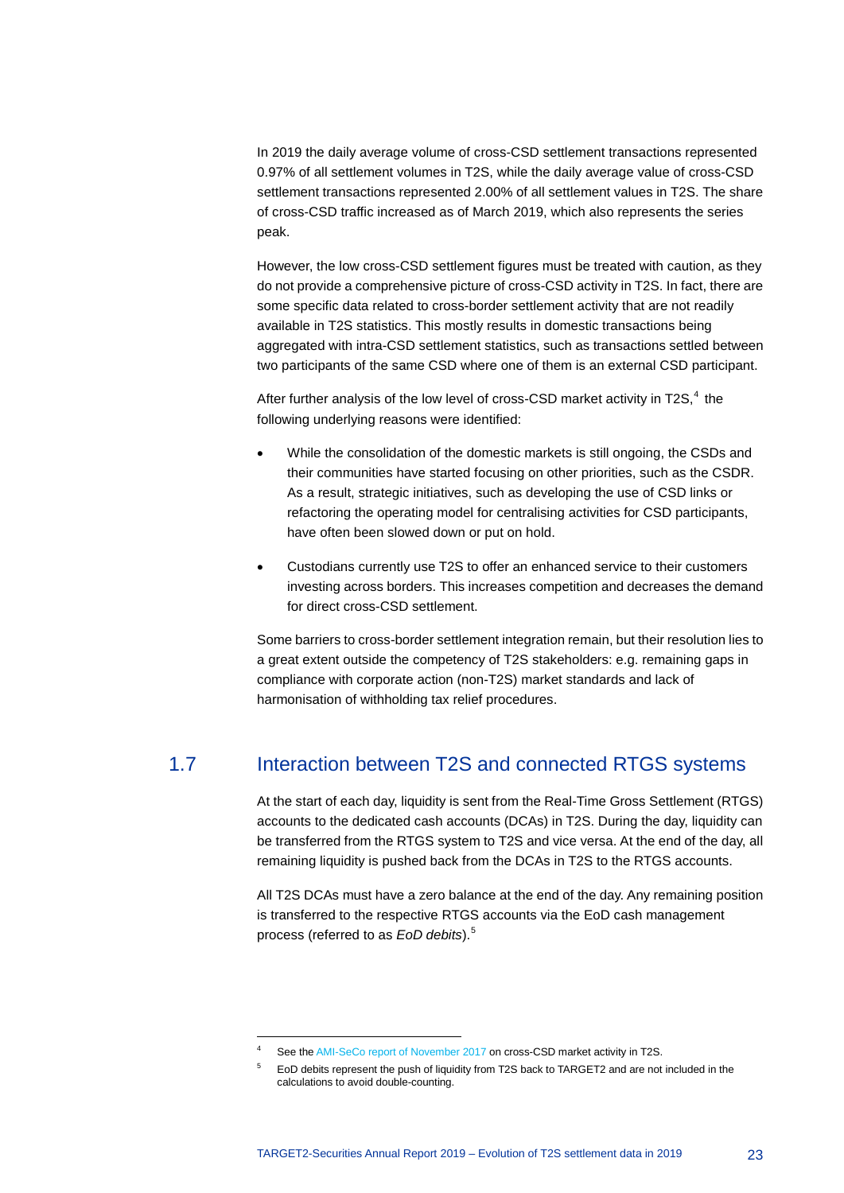In 2019 the daily average volume of cross-CSD settlement transactions represented 0.97% of all settlement volumes in T2S, while the daily average value of cross-CSD settlement transactions represented 2.00% of all settlement values in T2S. The share of cross-CSD traffic increased as of March 2019, which also represents the series peak.

However, the low cross-CSD settlement figures must be treated with caution, as they do not provide a comprehensive picture of cross-CSD activity in T2S. In fact, there are some specific data related to cross-border settlement activity that are not readily available in T2S statistics. This mostly results in domestic transactions being aggregated with intra-CSD settlement statistics, such as transactions settled between two participants of the same CSD where one of them is an external CSD participant.

After further analysis of the low level of cross-CSD market activity in T2S,[4] the following underlying reasons were identified:

- While the consolidation of the domestic markets is still ongoing, the CSDs and their communities have started focusing on other priorities, such as the CSDR. As a result, strategic initiatives, such as developing the use of CSD links or refactoring the operating model for centralising activities for CSD participants, have often been slowed down or put on hold.
- Custodians currently use T2S to offer an enhanced service to their customers investing across borders. This increases competition and decreases the demand for direct cross-CSD settlement.

Some barriers to cross-border settlement integration remain, but their resolution lies to a great extent outside the competency of T2S stakeholders: e.g. remaining gaps in compliance with corporate action (non-T2S) market standards and lack of harmonisation of withholding tax relief procedures.

## 1.7 Interaction between T2S and connected RTGS systems

At the start of each day, liquidity is sent from the Real-Time Gross Settlement (RTGS) accounts to the dedicated cash accounts (DCAs) in T2S. During the day, liquidity can be transferred from the RTGS system to T2S and vice versa. At the end of the day, all remaining liquidity is pushed back from the DCAs in T2S to the RTGS accounts.

All T2S DCAs must have a zero balance at the end of the day. Any remaining position is transferred to the respective RTGS accounts via the EoD cash management process (referred to as *EoD debits*).[5]

---

[4] See the AMI-SeCo report of November 2017 on cross-CSD market activity in T2S.

[5] EoD debits represent the push of liquidity from T2S back to TARGET2 and are not included in the calculations to avoid double-counting.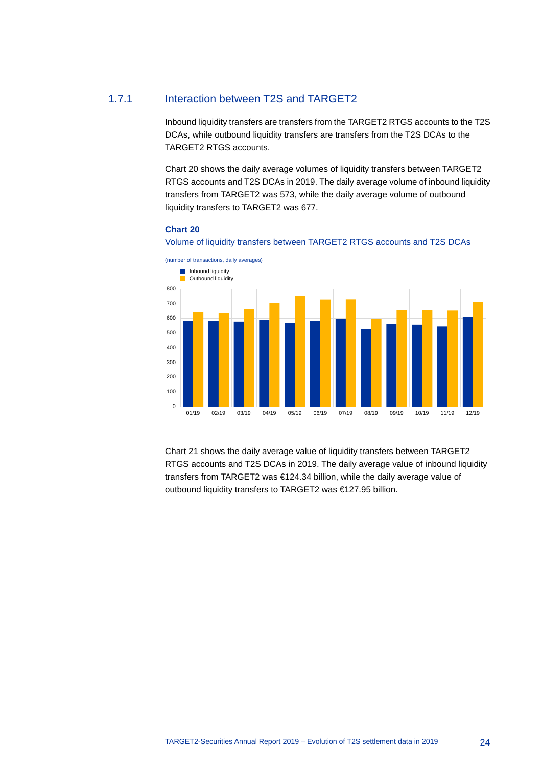### 1.7.1 Interaction between T2S and TARGET2

Inbound liquidity transfers are transfers from the TARGET2 RTGS accounts to the T2S DCAs, while outbound liquidity transfers are transfers from the T2S DCAs to the TARGET2 RTGS accounts.

Chart 20 shows the daily average volumes of liquidity transfers between TARGET2 RTGS accounts and T2S DCAs in 2019. The daily average volume of inbound liquidity transfers from TARGET2 was 573, while the daily average volume of outbound liquidity transfers to TARGET2 was 677.

**Chart 20**

Volume of liquidity transfers between TARGET2 RTGS accounts and T2S DCAs

(number of transactions, daily averages)

Chart 21 shows the daily average value of liquidity transfers between TARGET2 RTGS accounts and T2S DCAs in 2019. The daily average value of inbound liquidity transfers from TARGET2 was €124.34 billion, while the daily average value of outbound liquidity transfers to TARGET2 was €127.95 billion.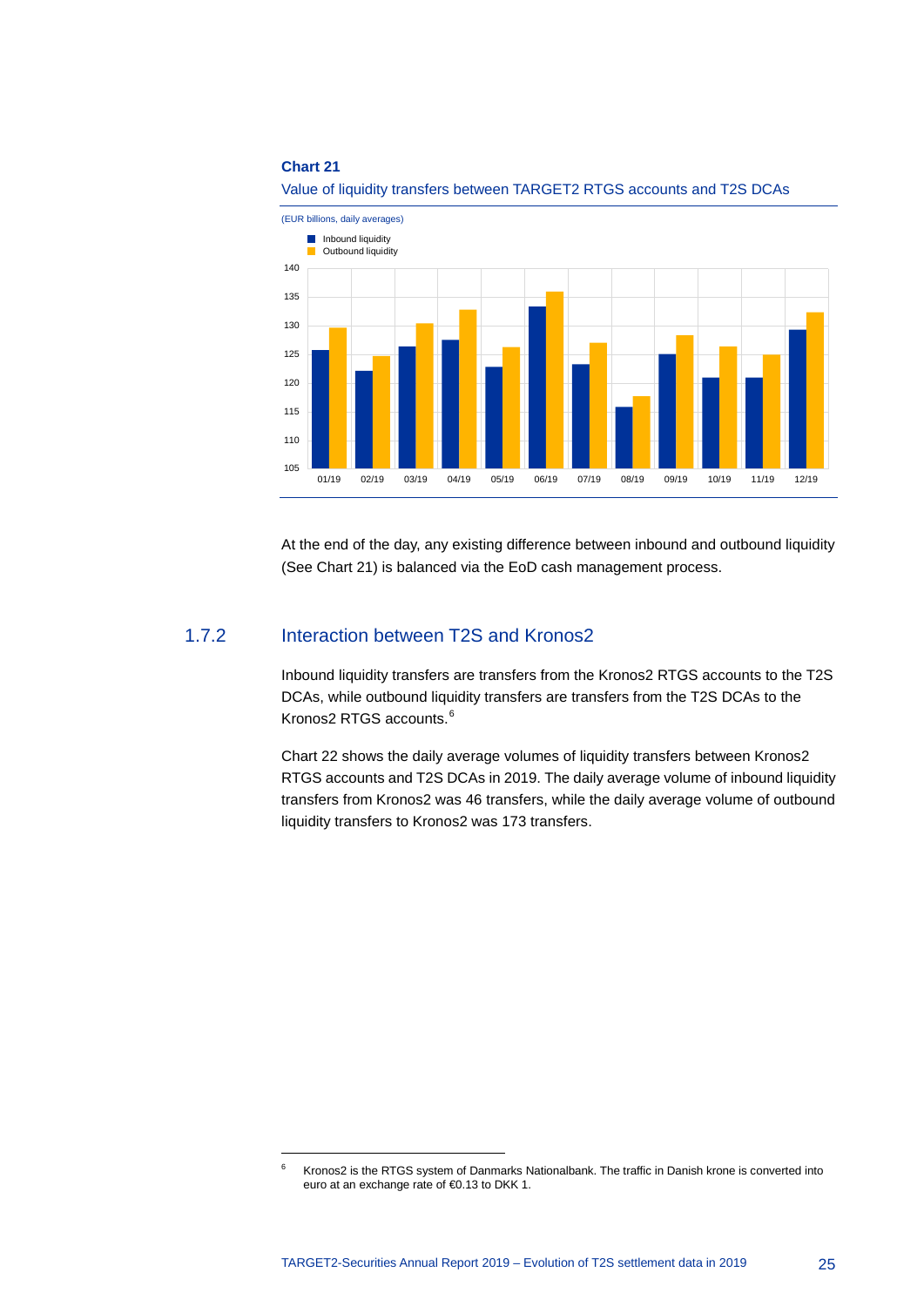**Chart 21**

Value of liquidity transfers between TARGET2 RTGS accounts and T2S DCAs

(EUR billions, daily averages)

At the end of the day, any existing difference between inbound and outbound liquidity (See Chart 21) is balanced via the EoD cash management process.

## 1.7.2 Interaction between T2S and Kronos2

Inbound liquidity transfers are transfers from the Kronos2 RTGS accounts to the T2S DCAs, while outbound liquidity transfers are transfers from the T2S DCAs to the Kronos2 RTGS accounts.[6]

Chart 22 shows the daily average volumes of liquidity transfers between Kronos2 RTGS accounts and T2S DCAs in 2019. The daily average volume of inbound liquidity transfers from Kronos2 was 46 transfers, while the daily average volume of outbound liquidity transfers to Kronos2 was 173 transfers.

---

[6] Kronos2 is the RTGS system of Danmarks Nationalbank. The traffic in Danish krone is converted into euro at an exchange rate of €0.13 to DKK 1.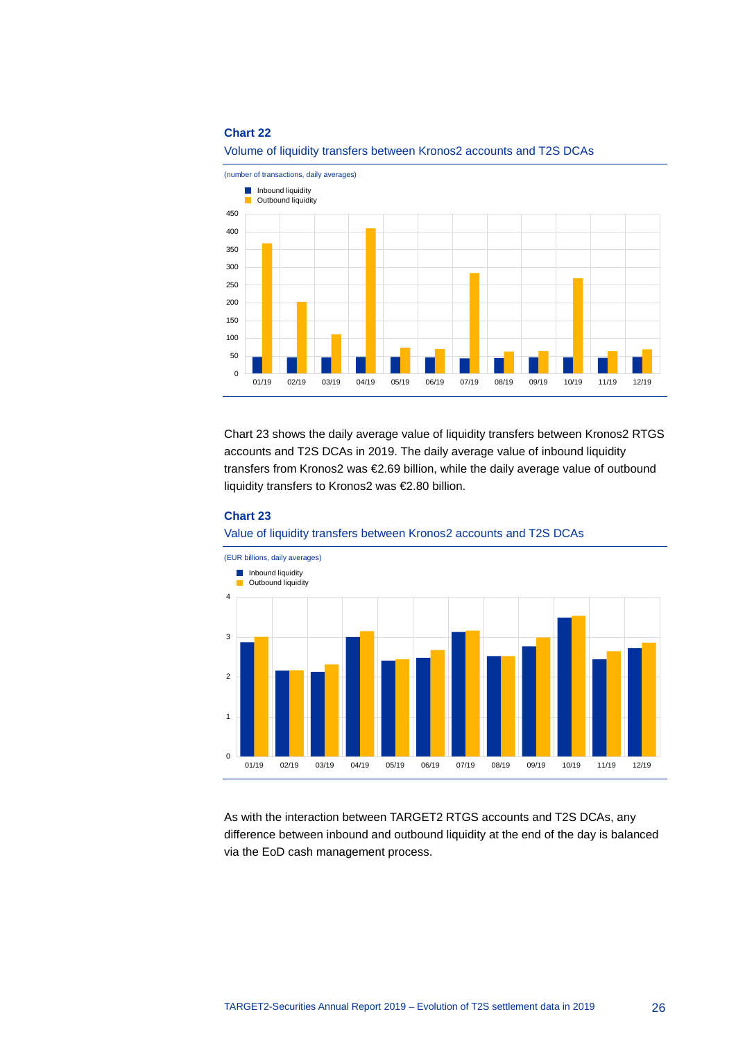**Chart 22**

Volume of liquidity transfers between Kronos2 accounts and T2S DCAs

(number of transactions, daily averages)

Chart 23 shows the daily average value of liquidity transfers between Kronos2 RTGS accounts and T2S DCAs in 2019. The daily average value of inbound liquidity transfers from Kronos2 was €2.69 billion, while the daily average value of outbound liquidity transfers to Kronos2 was €2.80 billion.

**Chart 23**

Value of liquidity transfers between Kronos2 accounts and T2S DCAs

(EUR billions, daily averages)

As with the interaction between TARGET2 RTGS accounts and T2S DCAs, any difference between inbound and outbound liquidity at the end of the day is balanced via the EoD cash management process.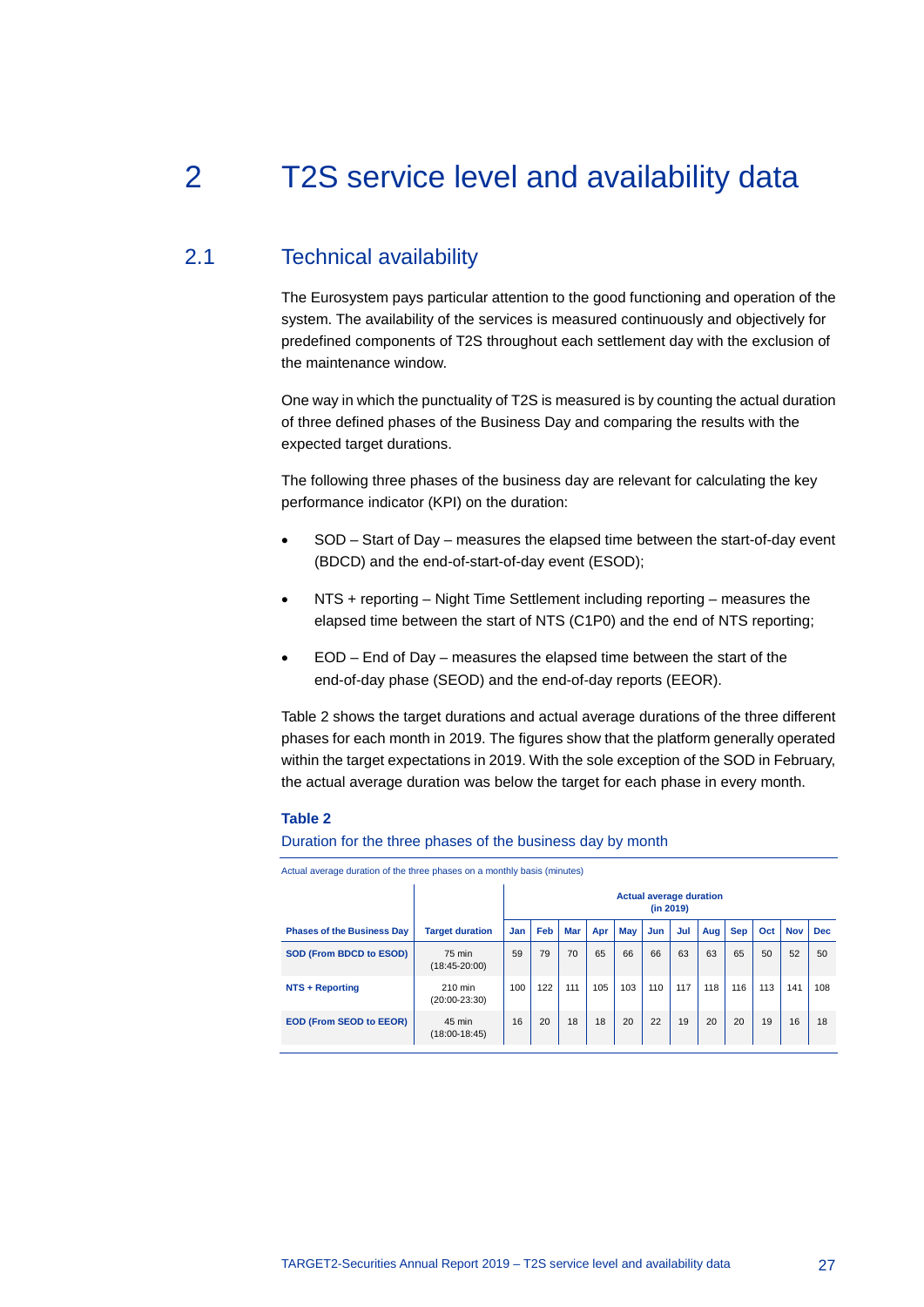# 2 T2S service level and availability data

## 2.1 Technical availability

The Eurosystem pays particular attention to the good functioning and operation of the system. The availability of the services is measured continuously and objectively for predefined components of T2S throughout each settlement day with the exclusion of the maintenance window.

One way in which the punctuality of T2S is measured is by counting the actual duration of three defined phases of the Business Day and comparing the results with the expected target durations.

The following three phases of the business day are relevant for calculating the key performance indicator (KPI) on the duration:

- SOD – Start of Day – measures the elapsed time between the start-of-day event (BDCD) and the end-of-start-of-day event (ESOD);
- NTS + reporting – Night Time Settlement including reporting – measures the elapsed time between the start of NTS (C1P0) and the end of NTS reporting;
- EOD – End of Day – measures the elapsed time between the start of the end-of-day phase (SEOD) and the end-of-day reports (EEOR).

Table 2 shows the target durations and actual average durations of the three different phases for each month in 2019. The figures show that the platform generally operated within the target expectations in 2019. With the sole exception of the SOD in February, the actual average duration was below the target for each phase in every month.

**Table 2**

Duration for the three phases of the business day by month

Actual average duration of the three phases on a monthly basis (minutes)

| | | Actual average duration (in 2019) | | | | | | | | | | | |
|---|---|---|---|---|---|---|---|---|---|---|---|---|---|
| **Phases of the Business Day** | **Target duration** | **Jan** | **Feb** | **Mar** | **Apr** | **May** | **Jun** | **Jul** | **Aug** | **Sep** | **Oct** | **Nov** | **Dec** |
| **SOD (From BDCD to ESOD)** | 75 min (18:45-20:00) | 59 | 79 | 70 | 65 | 66 | 66 | 63 | 63 | 65 | 50 | 52 | 50 |
| **NTS + Reporting** | 210 min (20:00-23:30) | 100 | 122 | 111 | 105 | 103 | 110 | 117 | 118 | 116 | 113 | 141 | 108 |
| **EOD (From SEOD to EEOR)** | 45 min (18:00-18:45) | 16 | 20 | 18 | 18 | 20 | 22 | 19 | 20 | 20 | 19 | 16 | 18 |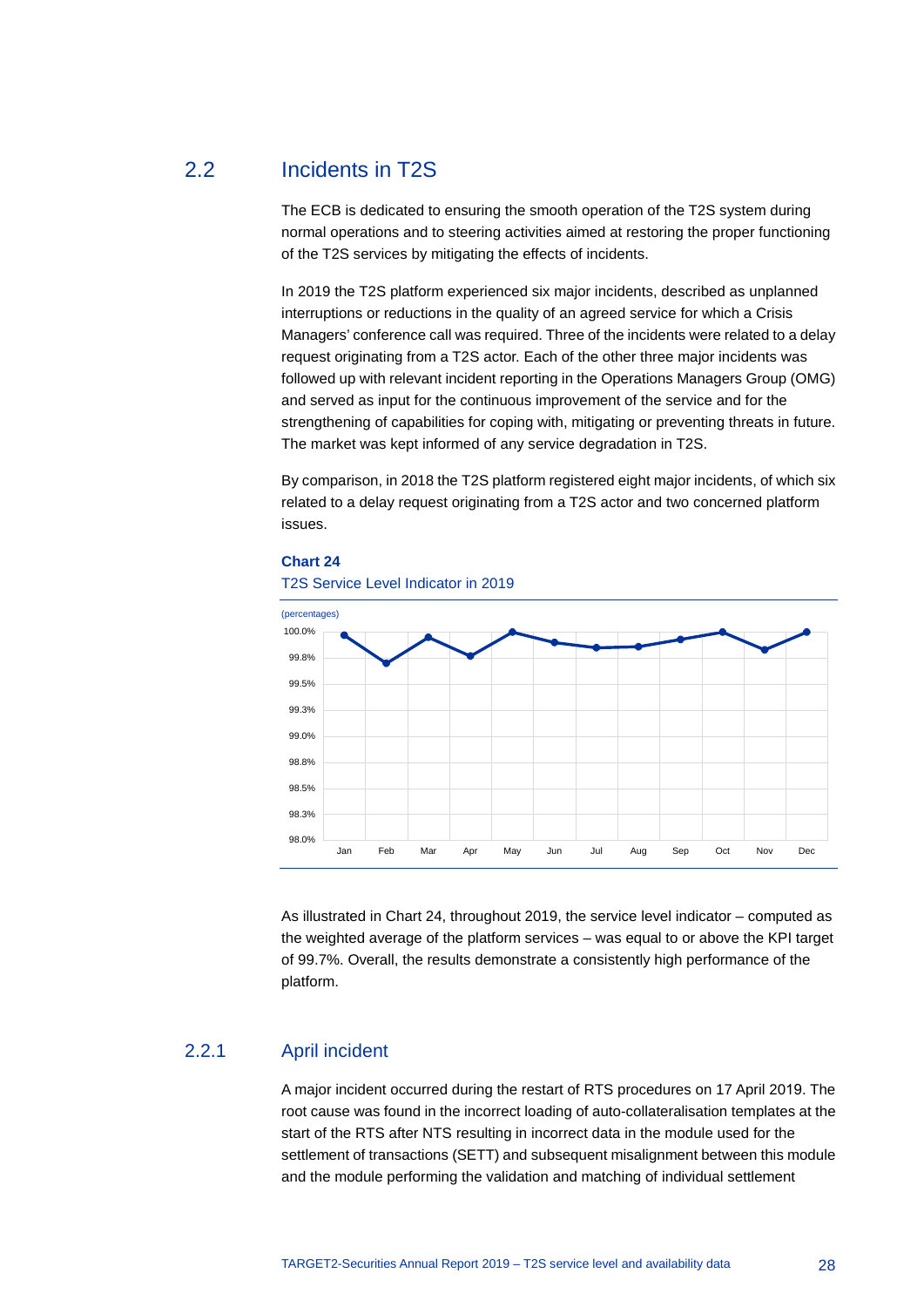## 2.2 Incidents in T2S

The ECB is dedicated to ensuring the smooth operation of the T2S system during normal operations and to steering activities aimed at restoring the proper functioning of the T2S services by mitigating the effects of incidents.

In 2019 the T2S platform experienced six major incidents, described as unplanned interruptions or reductions in the quality of an agreed service for which a Crisis Managers' conference call was required. Three of the incidents were related to a delay request originating from a T2S actor. Each of the other three major incidents was followed up with relevant incident reporting in the Operations Managers Group (OMG) and served as input for the continuous improvement of the service and for the strengthening of capabilities for coping with, mitigating or preventing threats in future. The market was kept informed of any service degradation in T2S.

By comparison, in 2018 the T2S platform registered eight major incidents, of which six related to a delay request originating from a T2S actor and two concerned platform issues.

**Chart 24**

T2S Service Level Indicator in 2019

(percentages)

As illustrated in Chart 24, throughout 2019, the service level indicator – computed as the weighted average of the platform services – was equal to or above the KPI target of 99.7%. Overall, the results demonstrate a consistently high performance of the platform.

### 2.2.1 April incident

A major incident occurred during the restart of RTS procedures on 17 April 2019. The root cause was found in the incorrect loading of auto-collateralisation templates at the start of the RTS after NTS resulting in incorrect data in the module used for the settlement of transactions (SETT) and subsequent misalignment between this module and the module performing the validation and matching of individual settlement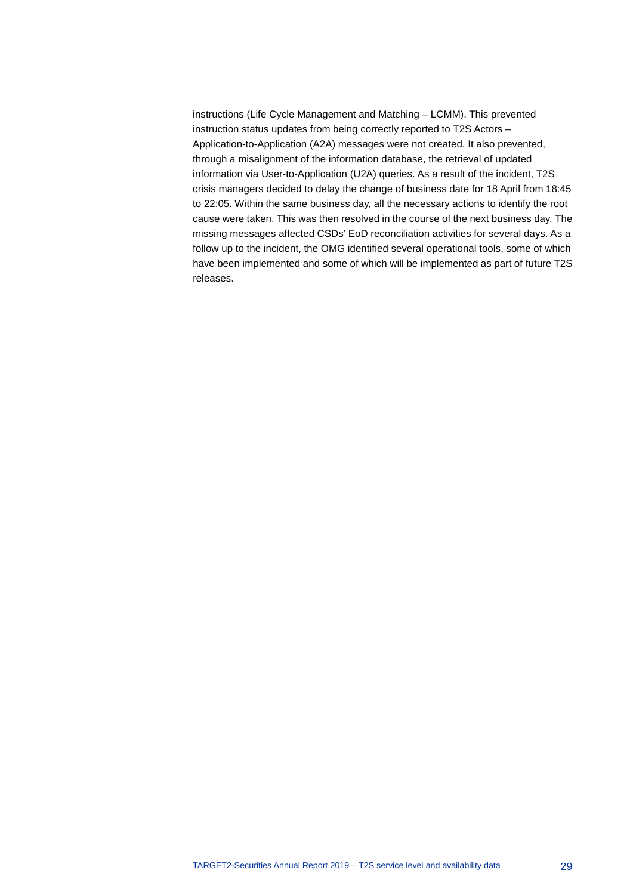instructions (Life Cycle Management and Matching – LCMM). This prevented instruction status updates from being correctly reported to T2S Actors – Application-to-Application (A2A) messages were not created. It also prevented, through a misalignment of the information database, the retrieval of updated information via User-to-Application (U2A) queries. As a result of the incident, T2S crisis managers decided to delay the change of business date for 18 April from 18:45 to 22:05. Within the same business day, all the necessary actions to identify the root cause were taken. This was then resolved in the course of the next business day. The missing messages affected CSDs' EoD reconciliation activities for several days. As a follow up to the incident, the OMG identified several operational tools, some of which have been implemented and some of which will be implemented as part of future T2S releases.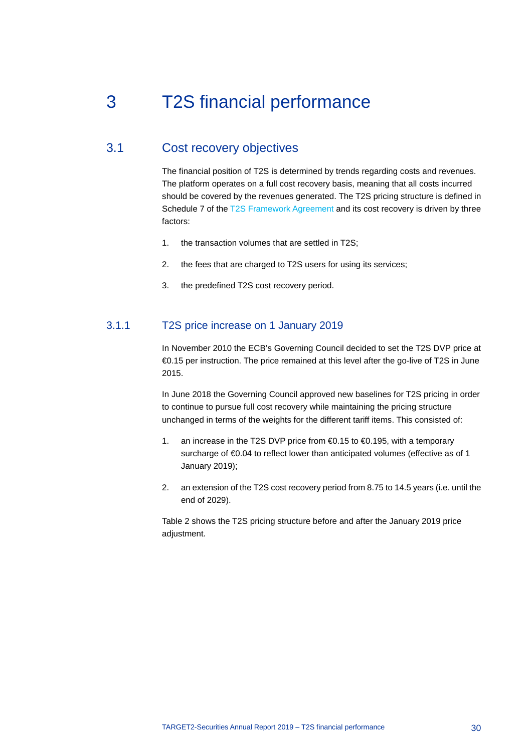# 3 T2S financial performance

## 3.1 Cost recovery objectives

The financial position of T2S is determined by trends regarding costs and revenues. The platform operates on a full cost recovery basis, meaning that all costs incurred should be covered by the revenues generated. The T2S pricing structure is defined in Schedule 7 of the T2S Framework Agreement and its cost recovery is driven by three factors:

1. the transaction volumes that are settled in T2S;
2. the fees that are charged to T2S users for using its services;
3. the predefined T2S cost recovery period.

### 3.1.1 T2S price increase on 1 January 2019

In November 2010 the ECB's Governing Council decided to set the T2S DVP price at €0.15 per instruction. The price remained at this level after the go-live of T2S in June 2015.

In June 2018 the Governing Council approved new baselines for T2S pricing in order to continue to pursue full cost recovery while maintaining the pricing structure unchanged in terms of the weights for the different tariff items. This consisted of:

1. an increase in the T2S DVP price from €0.15 to €0.195, with a temporary surcharge of €0.04 to reflect lower than anticipated volumes (effective as of 1 January 2019);
2. an extension of the T2S cost recovery period from 8.75 to 14.5 years (i.e. until the end of 2029).

Table 2 shows the T2S pricing structure before and after the January 2019 price adjustment.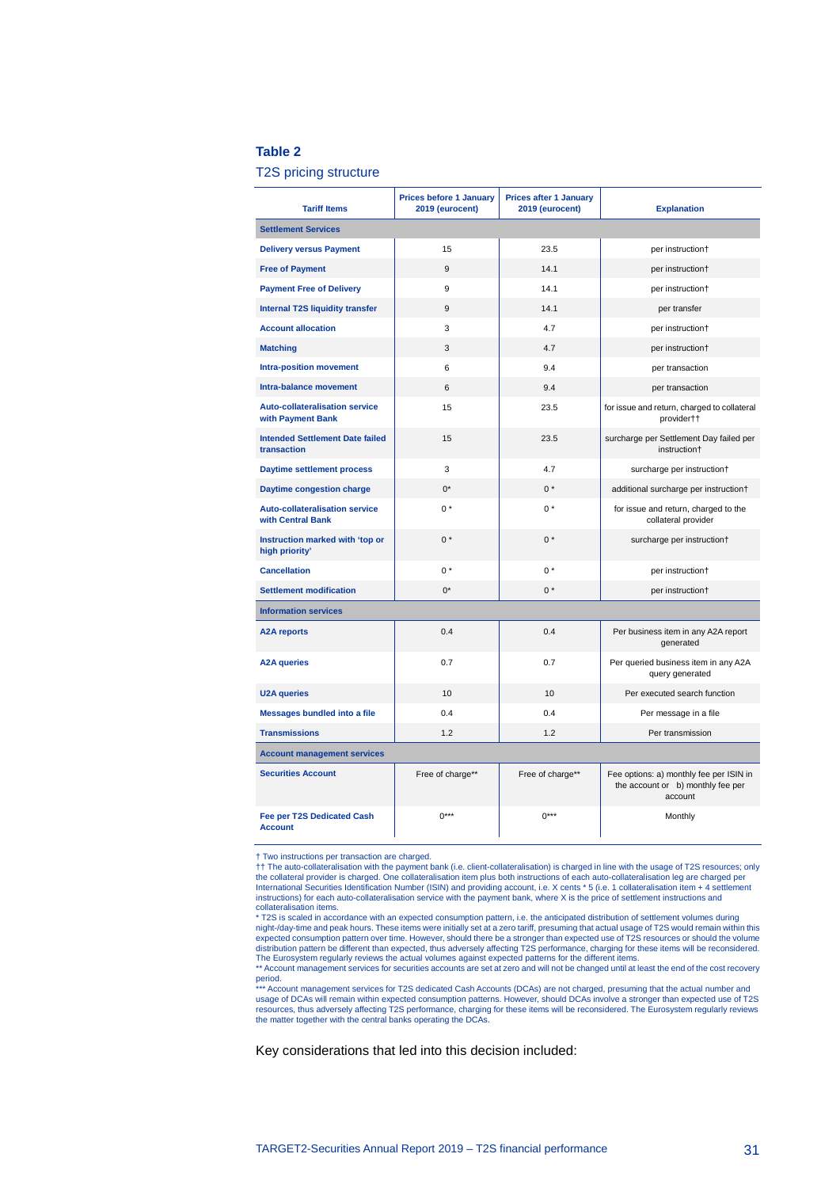**Table 2**

T2S pricing structure

| Tariff Items | Prices before 1 January 2019 (eurocent) | Prices after 1 January 2019 (eurocent) | Explanation |
|---|---|---|---|
| **Settlement Services** | | | |
| **Delivery versus Payment** | 15 | 23.5 | per instruction† |
| **Free of Payment** | 9 | 14.1 | per instruction† |
| **Payment Free of Delivery** | 9 | 14.1 | per instruction† |
| **Internal T2S liquidity transfer** | 9 | 14.1 | per transfer |
| **Account allocation** | 3 | 4.7 | per instruction† |
| **Matching** | 3 | 4.7 | per instruction† |
| **Intra-position movement** | 6 | 9.4 | per transaction |
| **Intra-balance movement** | 6 | 9.4 | per transaction |
| **Auto-collateralisation service with Payment Bank** | 15 | 23.5 | for issue and return, charged to collateral provider†† |
| **Intended Settlement Date failed transaction** | 15 | 23.5 | surcharge per Settlement Day failed per instruction† |
| **Daytime settlement process** | 3 | 4.7 | surcharge per instruction† |
| **Daytime congestion charge** | 0* | 0 * | additional surcharge per instruction† |
| **Auto-collateralisation service with Central Bank** | 0 * | 0 * | for issue and return, charged to the collateral provider |
| **Instruction marked with 'top or high priority'** | 0 * | 0 * | surcharge per instruction† |
| **Cancellation** | 0 * | 0 * | per instruction† |
| **Settlement modification** | 0* | 0 * | per instruction† |
| **Information services** | | | |
| **A2A reports** | 0.4 | 0.4 | Per business item in any A2A report generated |
| **A2A queries** | 0.7 | 0.7 | Per queried business item in any A2A query generated |
| **U2A queries** | 10 | 10 | Per executed search function |
| **Messages bundled into a file** | 0.4 | 0.4 | Per message in a file |
| **Transmissions** | 1.2 | 1.2 | Per transmission |
| **Account management services** | | | |
| **Securities Account** | Free of charge** | Free of charge** | Fee options: a) monthly fee per ISIN in the account or b) monthly fee per account |
| **Fee per T2S Dedicated Cash Account** | 0*** | 0*** | Monthly |

† Two instructions per transaction are charged.
†† The auto-collateralisation with the payment bank (i.e. client-collateralisation) is charged in line with the usage of T2S resources; only the collateral provider is charged. One collateralisation item plus both instructions of each auto-collateralisation leg are charged per International Securities Identification Number (ISIN) and providing account, i.e. X cents * 5 (i.e. 1 collateralisation item + 4 settlement instructions) for each auto-collateralisation service with the payment bank, where X is the price of settlement instructions and collateralisation items.
* T2S is scaled in accordance with an expected consumption pattern, i.e. the anticipated distribution of settlement volumes during night-/day-time and peak hours. These items were initially set at a zero tariff, presuming that actual usage of T2S would remain within this expected consumption pattern over time. However, should there be a stronger than expected use of T2S resources or should the volume distribution pattern be different than expected, thus adversely affecting T2S performance, charging for these items will be reconsidered. The Eurosystem regularly reviews the actual volumes against expected patterns for the different items.
** Account management services for securities accounts are set at zero and will not be changed until at least the end of the cost recovery period.
*** Account management services for T2S dedicated Cash Accounts (DCAs) are not charged, presuming that the actual number and usage of DCAs will remain within expected consumption patterns. However, should DCAs involve a stronger than expected use of T2S resources, thus adversely affecting T2S performance, charging for these items will be reconsidered. The Eurosystem regularly reviews the matter together with the central banks operating the DCAs.

Key considerations that led into this decision included: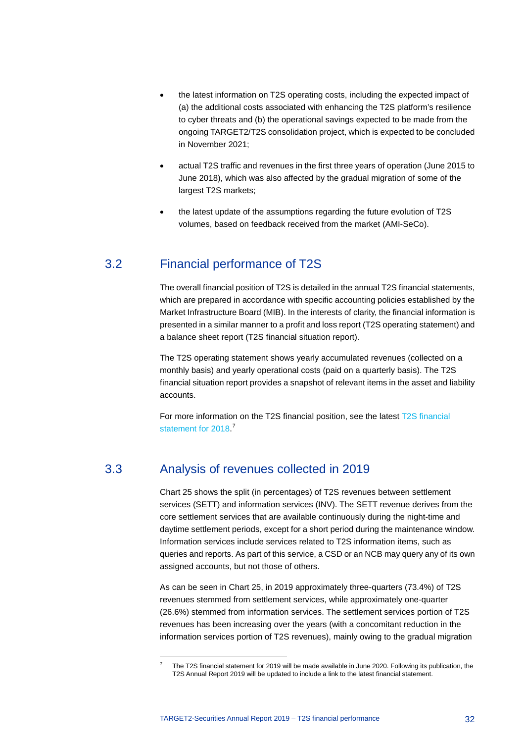- the latest information on T2S operating costs, including the expected impact of (a) the additional costs associated with enhancing the T2S platform's resilience to cyber threats and (b) the operational savings expected to be made from the ongoing TARGET2/T2S consolidation project, which is expected to be concluded in November 2021;
- actual T2S traffic and revenues in the first three years of operation (June 2015 to June 2018), which was also affected by the gradual migration of some of the largest T2S markets;
- the latest update of the assumptions regarding the future evolution of T2S volumes, based on feedback received from the market (AMI-SeCo).

## 3.2 Financial performance of T2S

The overall financial position of T2S is detailed in the annual T2S financial statements, which are prepared in accordance with specific accounting policies established by the Market Infrastructure Board (MIB). In the interests of clarity, the financial information is presented in a similar manner to a profit and loss report (T2S operating statement) and a balance sheet report (T2S financial situation report).

The T2S operating statement shows yearly accumulated revenues (collected on a monthly basis) and yearly operational costs (paid on a quarterly basis). The T2S financial situation report provides a snapshot of relevant items in the asset and liability accounts.

For more information on the T2S financial position, see the latest T2S financial statement for 2018.[7]

## 3.3 Analysis of revenues collected in 2019

Chart 25 shows the split (in percentages) of T2S revenues between settlement services (SETT) and information services (INV). The SETT revenue derives from the core settlement services that are available continuously during the night-time and daytime settlement periods, except for a short period during the maintenance window. Information services include services related to T2S information items, such as queries and reports. As part of this service, a CSD or an NCB may query any of its own assigned accounts, but not those of others.

As can be seen in Chart 25, in 2019 approximately three-quarters (73.4%) of T2S revenues stemmed from settlement services, while approximately one-quarter (26.6%) stemmed from information services. The settlement services portion of T2S revenues has been increasing over the years (with a concomitant reduction in the information services portion of T2S revenues), mainly owing to the gradual migration

---

[7] The T2S financial statement for 2019 will be made available in June 2020. Following its publication, the T2S Annual Report 2019 will be updated to include a link to the latest financial statement.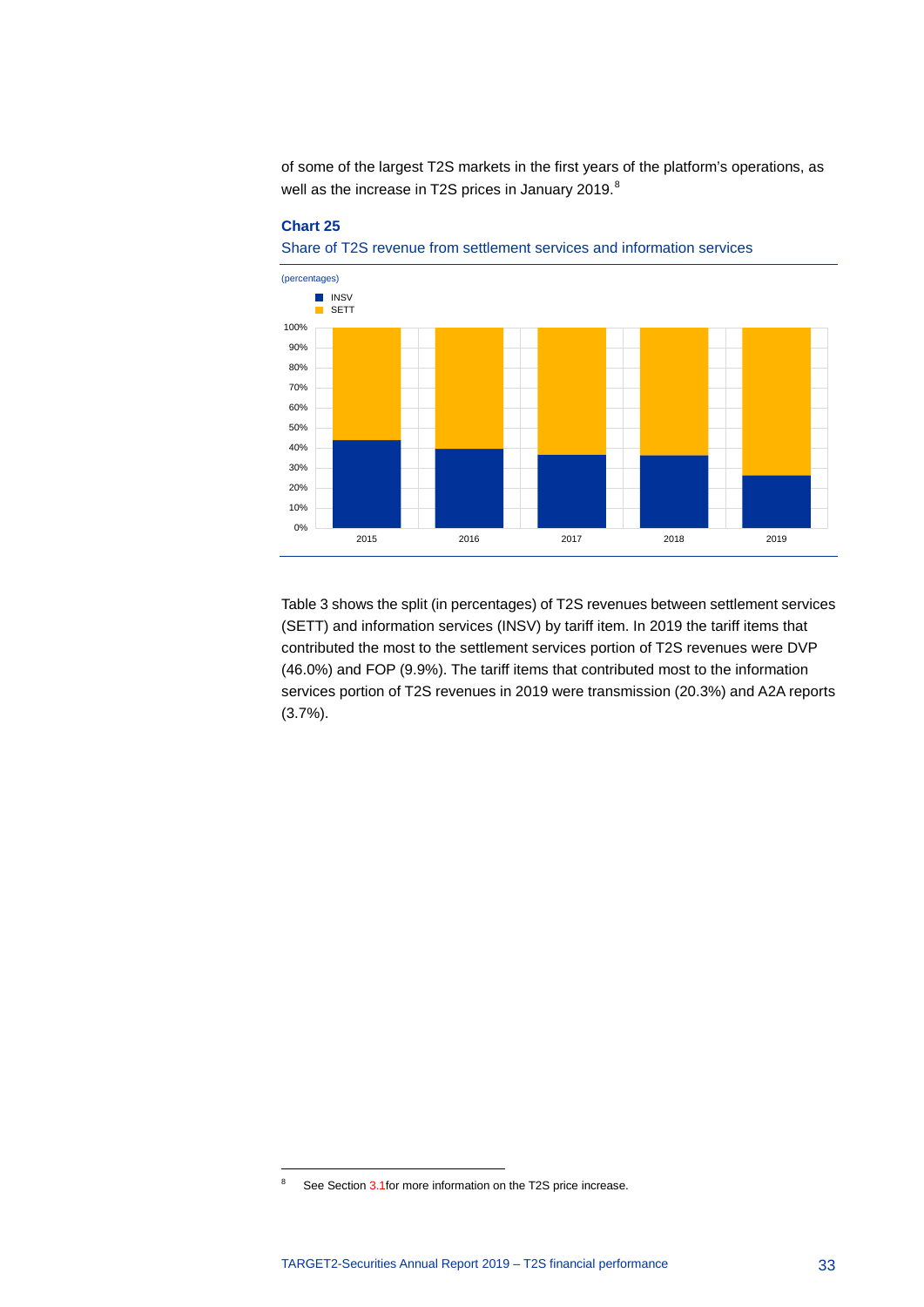of some of the largest T2S markets in the first years of the platform's operations, as well as the increase in T2S prices in January 2019.[8]

**Chart 25**

Share of T2S revenue from settlement services and information services

(percentages)

Table 3 shows the split (in percentages) of T2S revenues between settlement services (SETT) and information services (INSV) by tariff item. In 2019 the tariff items that contributed the most to the settlement services portion of T2S revenues were DVP (46.0%) and FOP (9.9%). The tariff items that contributed most to the information services portion of T2S revenues in 2019 were transmission (20.3%) and A2A reports (3.7%).

[8] See Section 3.1for more information on the T2S price increase.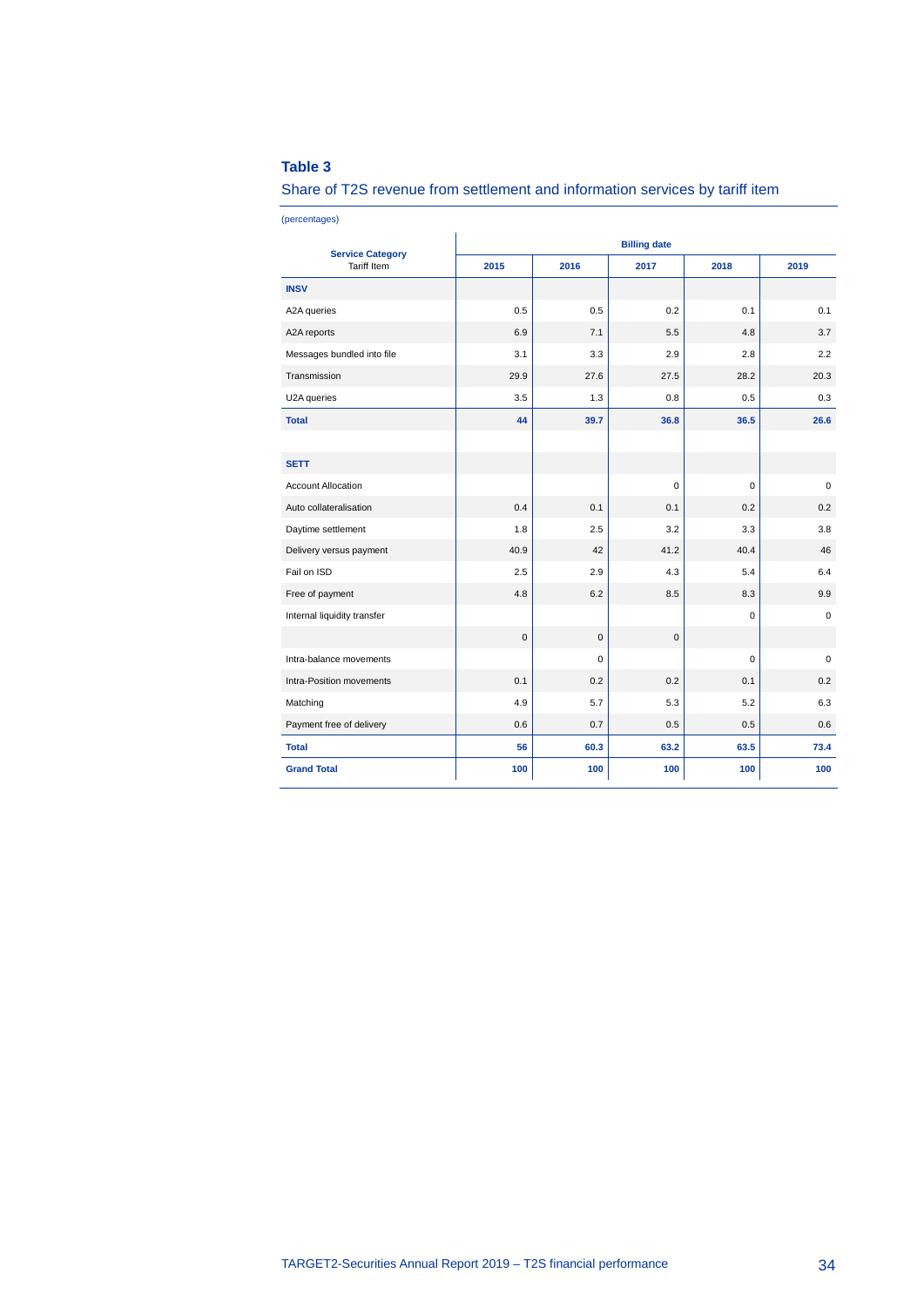**Table 3**

Share of T2S revenue from settlement and information services by tariff item

(percentages)

| Service Category<br>Tariff Item | Billing date | | | | |
|---|---|---|---|---|---|
| | 2015 | 2016 | 2017 | 2018 | 2019 |
| **INSV** | | | | | |
| A2A queries | 0.5 | 0.5 | 0.2 | 0.1 | 0.1 |
| A2A reports | 6.9 | 7.1 | 5.5 | 4.8 | 3.7 |
| Messages bundled into file | 3.1 | 3.3 | 2.9 | 2.8 | 2.2 |
| Transmission | 29.9 | 27.6 | 27.5 | 28.2 | 20.3 |
| U2A queries | 3.5 | 1.3 | 0.8 | 0.5 | 0.3 |
| **Total** | **44** | **39.7** | **36.8** | **36.5** | **26.6** |
| | | | | | |
| **SETT** | | | | | |
| Account Allocation | | | 0 | 0 | 0 |
| Auto collateralisation | 0.4 | 0.1 | 0.1 | 0.2 | 0.2 |
| Daytime settlement | 1.8 | 2.5 | 3.2 | 3.3 | 3.8 |
| Delivery versus payment | 40.9 | 42 | 41.2 | 40.4 | 46 |
| Fail on ISD | 2.5 | 2.9 | 4.3 | 5.4 | 6.4 |
| Free of payment | 4.8 | 6.2 | 8.5 | 8.3 | 9.9 |
| Internal liquidity transfer | | | | 0 | 0 |
| | 0 | 0 | 0 | | |
| Intra-balance movements | | 0 | | 0 | 0 |
| Intra-Position movements | 0.1 | 0.2 | 0.2 | 0.1 | 0.2 |
| Matching | 4.9 | 5.7 | 5.3 | 5.2 | 6.3 |
| Payment free of delivery | 0.6 | 0.7 | 0.5 | 0.5 | 0.6 |
| **Total** | **56** | **60.3** | **63.2** | **63.5** | **73.4** |
| **Grand Total** | **100** | **100** | **100** | **100** | **100** |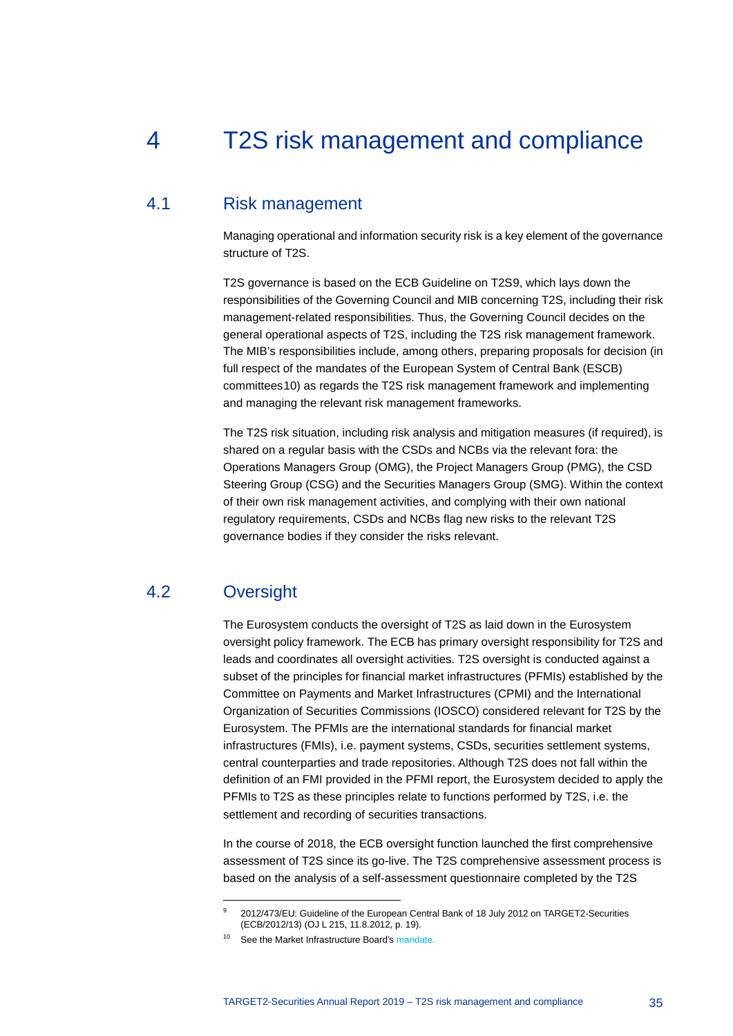# 4 T2S risk management and compliance

## 4.1 Risk management

Managing operational and information security risk is a key element of the governance structure of T2S.

T2S governance is based on the ECB Guideline on T2S[9], which lays down the responsibilities of the Governing Council and MIB concerning T2S, including their risk management-related responsibilities. Thus, the Governing Council decides on the general operational aspects of T2S, including the T2S risk management framework. The MIB's responsibilities include, among others, preparing proposals for decision (in full respect of the mandates of the European System of Central Bank (ESCB) committees[10]) as regards the T2S risk management framework and implementing and managing the relevant risk management frameworks.

The T2S risk situation, including risk analysis and mitigation measures (if required), is shared on a regular basis with the CSDs and NCBs via the relevant fora: the Operations Managers Group (OMG), the Project Managers Group (PMG), the CSD Steering Group (CSG) and the Securities Managers Group (SMG). Within the context of their own risk management activities, and complying with their own national regulatory requirements, CSDs and NCBs flag new risks to the relevant T2S governance bodies if they consider the risks relevant.

## 4.2 Oversight

The Eurosystem conducts the oversight of T2S as laid down in the Eurosystem oversight policy framework. The ECB has primary oversight responsibility for T2S and leads and coordinates all oversight activities. T2S oversight is conducted against a subset of the principles for financial market infrastructures (PFMIs) established by the Committee on Payments and Market Infrastructures (CPMI) and the International Organization of Securities Commissions (IOSCO) considered relevant for T2S by the Eurosystem. The PFMIs are the international standards for financial market infrastructures (FMIs), i.e. payment systems, CSDs, securities settlement systems, central counterparties and trade repositories. Although T2S does not fall within the definition of an FMI provided in the PFMI report, the Eurosystem decided to apply the PFMIs to T2S as these principles relate to functions performed by T2S, i.e. the settlement and recording of securities transactions.

In the course of 2018, the ECB oversight function launched the first comprehensive assessment of T2S since its go-live. The T2S comprehensive assessment process is based on the analysis of a self-assessment questionnaire completed by the T2S

---

[9] 2012/473/EU: Guideline of the European Central Bank of 18 July 2012 on TARGET2-Securities (ECB/2012/13) (OJ L 215, 11.8.2012, p. 19).

[10] See the Market Infrastructure Board's mandate.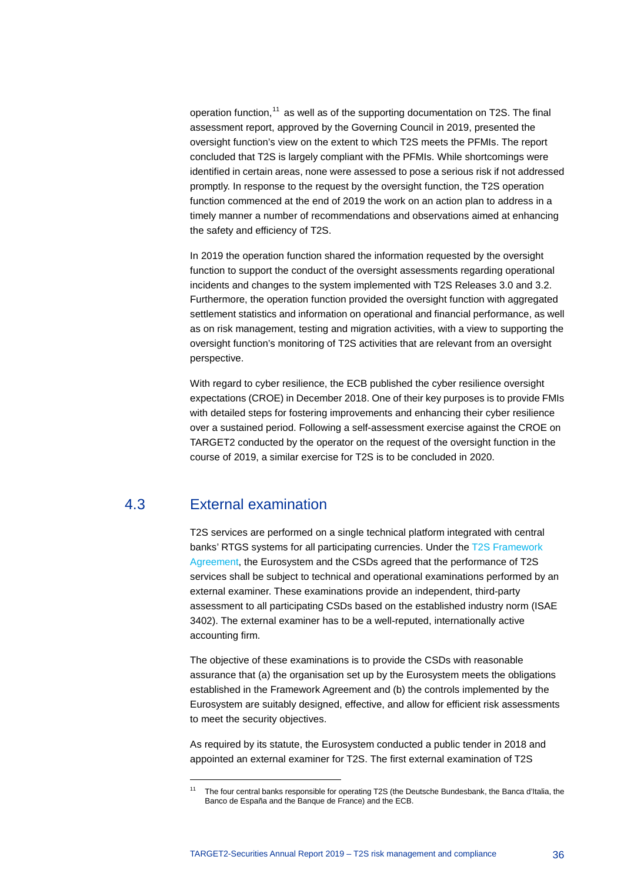operation function,[11] as well as of the supporting documentation on T2S. The final assessment report, approved by the Governing Council in 2019, presented the oversight function's view on the extent to which T2S meets the PFMIs. The report concluded that T2S is largely compliant with the PFMIs. While shortcomings were identified in certain areas, none were assessed to pose a serious risk if not addressed promptly. In response to the request by the oversight function, the T2S operation function commenced at the end of 2019 the work on an action plan to address in a timely manner a number of recommendations and observations aimed at enhancing the safety and efficiency of T2S.

In 2019 the operation function shared the information requested by the oversight function to support the conduct of the oversight assessments regarding operational incidents and changes to the system implemented with T2S Releases 3.0 and 3.2. Furthermore, the operation function provided the oversight function with aggregated settlement statistics and information on operational and financial performance, as well as on risk management, testing and migration activities, with a view to supporting the oversight function's monitoring of T2S activities that are relevant from an oversight perspective.

With regard to cyber resilience, the ECB published the cyber resilience oversight expectations (CROE) in December 2018. One of their key purposes is to provide FMIs with detailed steps for fostering improvements and enhancing their cyber resilience over a sustained period. Following a self-assessment exercise against the CROE on TARGET2 conducted by the operator on the request of the oversight function in the course of 2019, a similar exercise for T2S is to be concluded in 2020.

## 4.3 External examination

T2S services are performed on a single technical platform integrated with central banks' RTGS systems for all participating currencies. Under the T2S Framework Agreement, the Eurosystem and the CSDs agreed that the performance of T2S services shall be subject to technical and operational examinations performed by an external examiner. These examinations provide an independent, third-party assessment to all participating CSDs based on the established industry norm (ISAE 3402). The external examiner has to be a well-reputed, internationally active accounting firm.

The objective of these examinations is to provide the CSDs with reasonable assurance that (a) the organisation set up by the Eurosystem meets the obligations established in the Framework Agreement and (b) the controls implemented by the Eurosystem are suitably designed, effective, and allow for efficient risk assessments to meet the security objectives.

As required by its statute, the Eurosystem conducted a public tender in 2018 and appointed an external examiner for T2S. The first external examination of T2S

[11] The four central banks responsible for operating T2S (the Deutsche Bundesbank, the Banca d'Italia, the Banco de España and the Banque de France) and the ECB.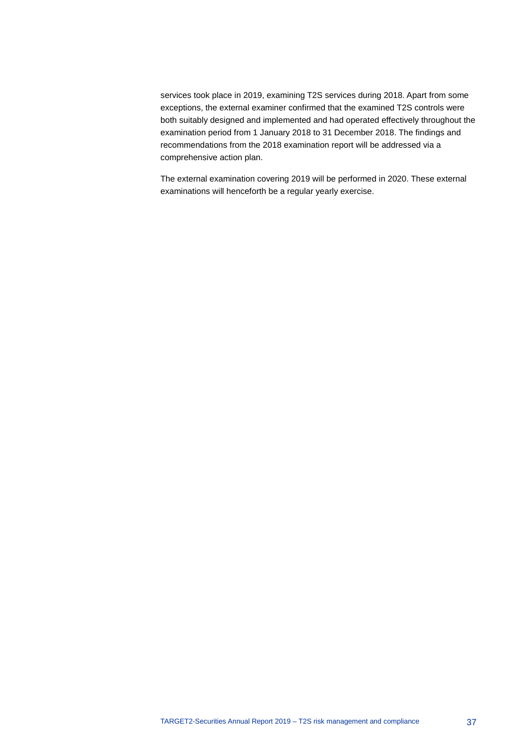services took place in 2019, examining T2S services during 2018. Apart from some exceptions, the external examiner confirmed that the examined T2S controls were both suitably designed and implemented and had operated effectively throughout the examination period from 1 January 2018 to 31 December 2018. The findings and recommendations from the 2018 examination report will be addressed via a comprehensive action plan.

The external examination covering 2019 will be performed in 2020. These external examinations will henceforth be a regular yearly exercise.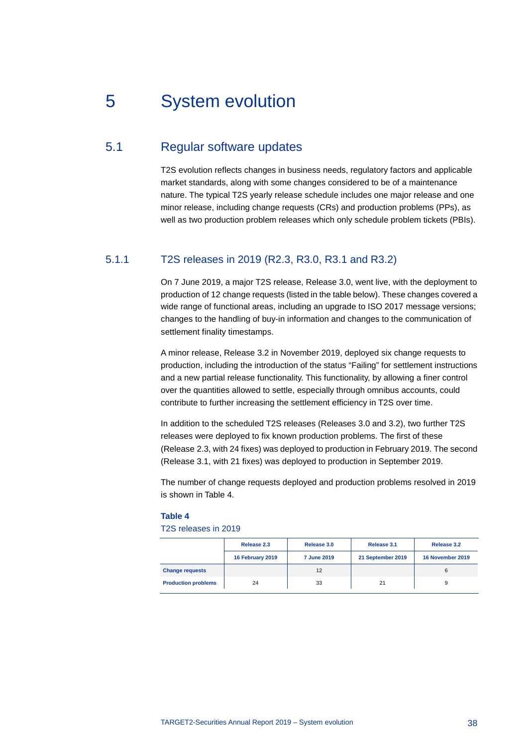# 5 System evolution

## 5.1 Regular software updates

T2S evolution reflects changes in business needs, regulatory factors and applicable market standards, along with some changes considered to be of a maintenance nature. The typical T2S yearly release schedule includes one major release and one minor release, including change requests (CRs) and production problems (PPs), as well as two production problem releases which only schedule problem tickets (PBIs).

### 5.1.1 T2S releases in 2019 (R2.3, R3.0, R3.1 and R3.2)

On 7 June 2019, a major T2S release, Release 3.0, went live, with the deployment to production of 12 change requests (listed in the table below). These changes covered a wide range of functional areas, including an upgrade to ISO 2017 message versions; changes to the handling of buy-in information and changes to the communication of settlement finality timestamps.

A minor release, Release 3.2 in November 2019, deployed six change requests to production, including the introduction of the status "Failing" for settlement instructions and a new partial release functionality. This functionality, by allowing a finer control over the quantities allowed to settle, especially through omnibus accounts, could contribute to further increasing the settlement efficiency in T2S over time.

In addition to the scheduled T2S releases (Releases 3.0 and 3.2), two further T2S releases were deployed to fix known production problems. The first of these (Release 2.3, with 24 fixes) was deployed to production in February 2019. The second (Release 3.1, with 21 fixes) was deployed to production in September 2019.

The number of change requests deployed and production problems resolved in 2019 is shown in Table 4.

**Table 4**

T2S releases in 2019

| | Release 2.3 | Release 3.0 | Release 3.1 | Release 3.2 |
|---|---|---|---|---|
| | 16 February 2019 | 7 June 2019 | 21 September 2019 | 16 November 2019 |
| **Change requests** | | 12 | | 6 |
| **Production problems** | 24 | 33 | 21 | 9 |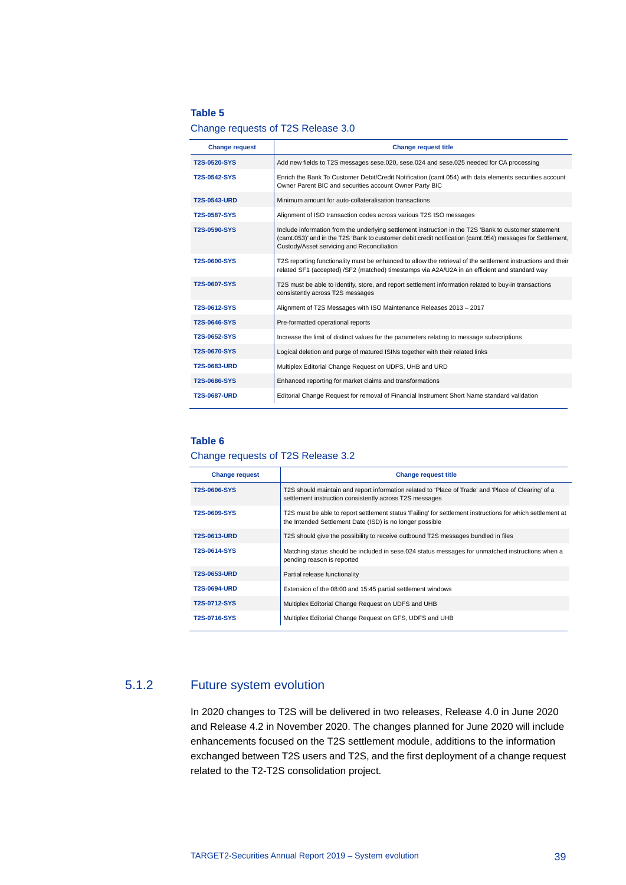**Table 5**

Change requests of T2S Release 3.0

| Change request | Change request title |
|---|---|
| T2S-0520-SYS | Add new fields to T2S messages sese.020, sese.024 and sese.025 needed for CA processing |
| T2S-0542-SYS | Enrich the Bank To Customer Debit/Credit Notification (camt.054) with data elements securities account Owner Parent BIC and securities account Owner Party BIC |
| T2S-0543-URD | Minimum amount for auto-collateralisation transactions |
| T2S-0587-SYS | Alignment of ISO transaction codes across various T2S ISO messages |
| T2S-0590-SYS | Include information from the underlying settlement instruction in the T2S 'Bank to customer statement (camt.053)' and in the T2S 'Bank to customer debit credit notification (camt.054) messages for Settlement, Custody/Asset servicing and Reconciliation |
| T2S-0600-SYS | T2S reporting functionality must be enhanced to allow the retrieval of the settlement instructions and their related SF1 (accepted) /SF2 (matched) timestamps via A2A/U2A in an efficient and standard way |
| T2S-0607-SYS | T2S must be able to identify, store, and report settlement information related to buy-in transactions consistently across T2S messages |
| T2S-0612-SYS | Alignment of T2S Messages with ISO Maintenance Releases 2013 – 2017 |
| T2S-0646-SYS | Pre-formatted operational reports |
| T2S-0652-SYS | Increase the limit of distinct values for the parameters relating to message subscriptions |
| T2S-0670-SYS | Logical deletion and purge of matured ISINs together with their related links |
| T2S-0683-URD | Multiplex Editorial Change Request on UDFS, UHB and URD |
| T2S-0686-SYS | Enhanced reporting for market claims and transformations |
| T2S-0687-URD | Editorial Change Request for removal of Financial Instrument Short Name standard validation |

**Table 6**

Change requests of T2S Release 3.2

| Change request | Change request title |
|---|---|
| T2S-0606-SYS | T2S should maintain and report information related to 'Place of Trade' and 'Place of Clearing' of a settlement instruction consistently across T2S messages |
| T2S-0609-SYS | T2S must be able to report settlement status 'Failing' for settlement instructions for which settlement at the Intended Settlement Date (ISD) is no longer possible |
| T2S-0613-URD | T2S should give the possibility to receive outbound T2S messages bundled in files |
| T2S-0614-SYS | Matching status should be included in sese.024 status messages for unmatched instructions when a pending reason is reported |
| T2S-0653-URD | Partial release functionality |
| T2S-0694-URD | Extension of the 08:00 and 15:45 partial settlement windows |
| T2S-0712-SYS | Multiplex Editorial Change Request on UDFS and UHB |
| T2S-0716-SYS | Multiplex Editorial Change Request on GFS, UDFS and UHB |

### 5.1.2 Future system evolution

In 2020 changes to T2S will be delivered in two releases, Release 4.0 in June 2020 and Release 4.2 in November 2020. The changes planned for June 2020 will include enhancements focused on the T2S settlement module, additions to the information exchanged between T2S users and T2S, and the first deployment of a change request related to the T2-T2S consolidation project.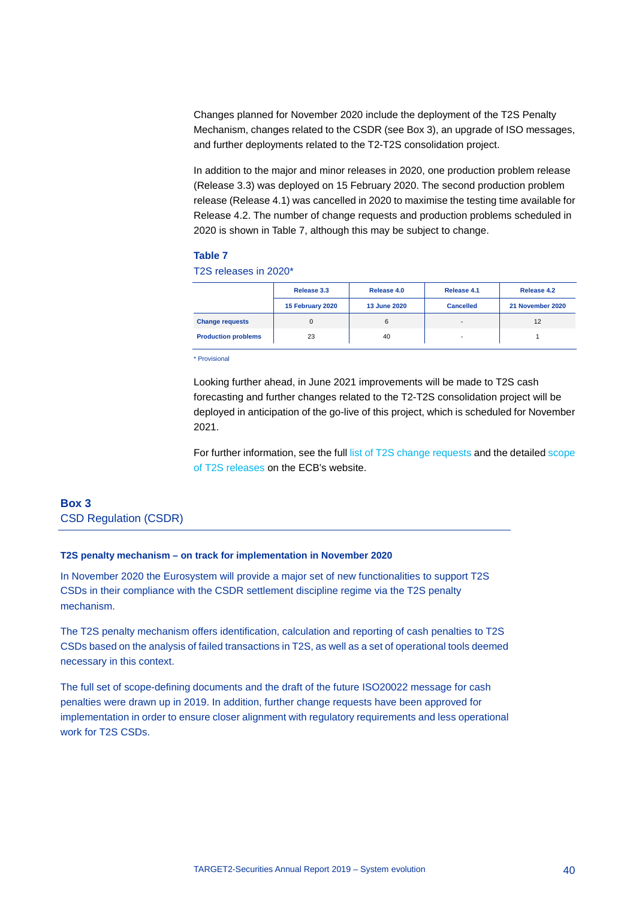Changes planned for November 2020 include the deployment of the T2S Penalty Mechanism, changes related to the CSDR (see Box 3), an upgrade of ISO messages, and further deployments related to the T2-T2S consolidation project.

In addition to the major and minor releases in 2020, one production problem release (Release 3.3) was deployed on 15 February 2020. The second production problem release (Release 4.1) was cancelled in 2020 to maximise the testing time available for Release 4.2. The number of change requests and production problems scheduled in 2020 is shown in Table 7, although this may be subject to change.

**Table 7**

T2S releases in 2020*

| | Release 3.3 | Release 4.0 | Release 4.1 | Release 4.2 |
|---|---|---|---|---|
| | 15 February 2020 | 13 June 2020 | Cancelled | 21 November 2020 |
| **Change requests** | 0 | 6 | - | 12 |
| **Production problems** | 23 | 40 | - | 1 |

* Provisional

Looking further ahead, in June 2021 improvements will be made to T2S cash forecasting and further changes related to the T2-T2S consolidation project will be deployed in anticipation of the go-live of this project, which is scheduled for November 2021.

For further information, see the full list of T2S change requests and the detailed scope of T2S releases on the ECB's website.

## Box 3
### CSD Regulation (CSDR)

**T2S penalty mechanism – on track for implementation in November 2020**

In November 2020 the Eurosystem will provide a major set of new functionalities to support T2S CSDs in their compliance with the CSDR settlement discipline regime via the T2S penalty mechanism.

The T2S penalty mechanism offers identification, calculation and reporting of cash penalties to T2S CSDs based on the analysis of failed transactions in T2S, as well as a set of operational tools deemed necessary in this context.

The full set of scope-defining documents and the draft of the future ISO20022 message for cash penalties were drawn up in 2019. In addition, further change requests have been approved for implementation in order to ensure closer alignment with regulatory requirements and less operational work for T2S CSDs.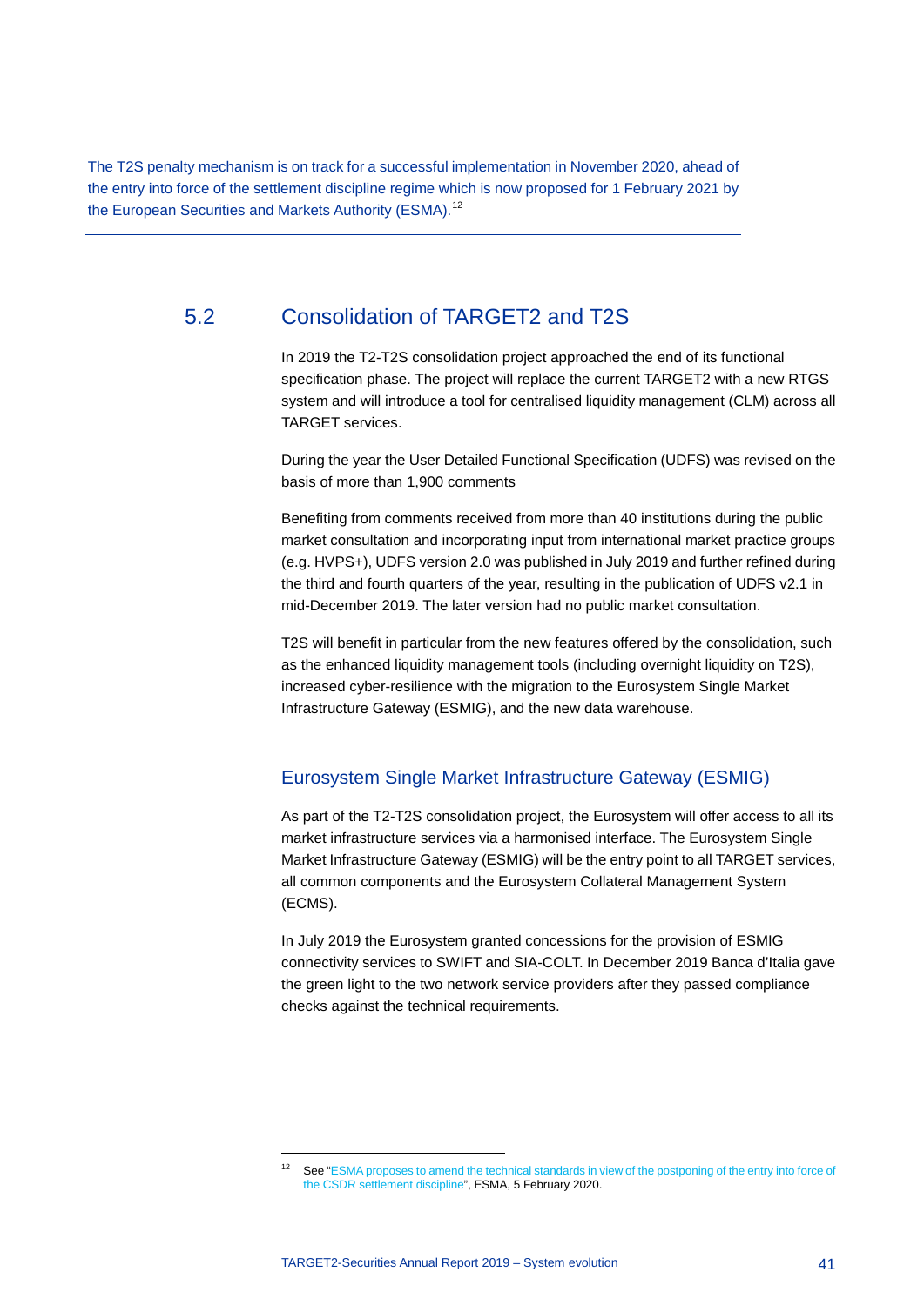The T2S penalty mechanism is on track for a successful implementation in November 2020, ahead of the entry into force of the settlement discipline regime which is now proposed for 1 February 2021 by the European Securities and Markets Authority (ESMA).[12]

## 5.2 Consolidation of TARGET2 and T2S

In 2019 the T2-T2S consolidation project approached the end of its functional specification phase. The project will replace the current TARGET2 with a new RTGS system and will introduce a tool for centralised liquidity management (CLM) across all TARGET services.

During the year the User Detailed Functional Specification (UDFS) was revised on the basis of more than 1,900 comments

Benefiting from comments received from more than 40 institutions during the public market consultation and incorporating input from international market practice groups (e.g. HVPS+), UDFS version 2.0 was published in July 2019 and further refined during the third and fourth quarters of the year, resulting in the publication of UDFS v2.1 in mid-December 2019. The later version had no public market consultation.

T2S will benefit in particular from the new features offered by the consolidation, such as the enhanced liquidity management tools (including overnight liquidity on T2S), increased cyber-resilience with the migration to the Eurosystem Single Market Infrastructure Gateway (ESMIG), and the new data warehouse.

### Eurosystem Single Market Infrastructure Gateway (ESMIG)

As part of the T2-T2S consolidation project, the Eurosystem will offer access to all its market infrastructure services via a harmonised interface. The Eurosystem Single Market Infrastructure Gateway (ESMIG) will be the entry point to all TARGET services, all common components and the Eurosystem Collateral Management System (ECMS).

In July 2019 the Eurosystem granted concessions for the provision of ESMIG connectivity services to SWIFT and SIA-COLT. In December 2019 Banca d'Italia gave the green light to the two network service providers after they passed compliance checks against the technical requirements.

---

[12] See "ESMA proposes to amend the technical standards in view of the postponing of the entry into force of the CSDR settlement discipline", ESMA, 5 February 2020.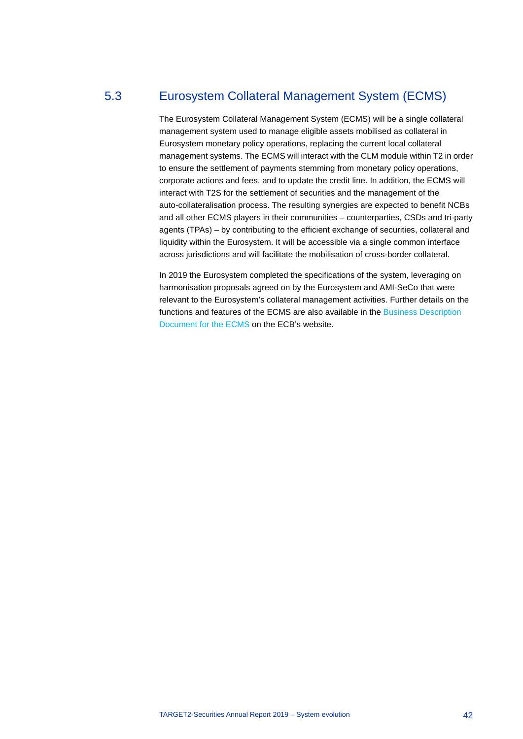## 5.3 Eurosystem Collateral Management System (ECMS)

The Eurosystem Collateral Management System (ECMS) will be a single collateral management system used to manage eligible assets mobilised as collateral in Eurosystem monetary policy operations, replacing the current local collateral management systems. The ECMS will interact with the CLM module within T2 in order to ensure the settlement of payments stemming from monetary policy operations, corporate actions and fees, and to update the credit line. In addition, the ECMS will interact with T2S for the settlement of securities and the management of the auto-collateralisation process. The resulting synergies are expected to benefit NCBs and all other ECMS players in their communities – counterparties, CSDs and tri-party agents (TPAs) – by contributing to the efficient exchange of securities, collateral and liquidity within the Eurosystem. It will be accessible via a single common interface across jurisdictions and will facilitate the mobilisation of cross-border collateral.

In 2019 the Eurosystem completed the specifications of the system, leveraging on harmonisation proposals agreed on by the Eurosystem and AMI-SeCo that were relevant to the Eurosystem's collateral management activities. Further details on the functions and features of the ECMS are also available in the Business Description Document for the ECMS on the ECB's website.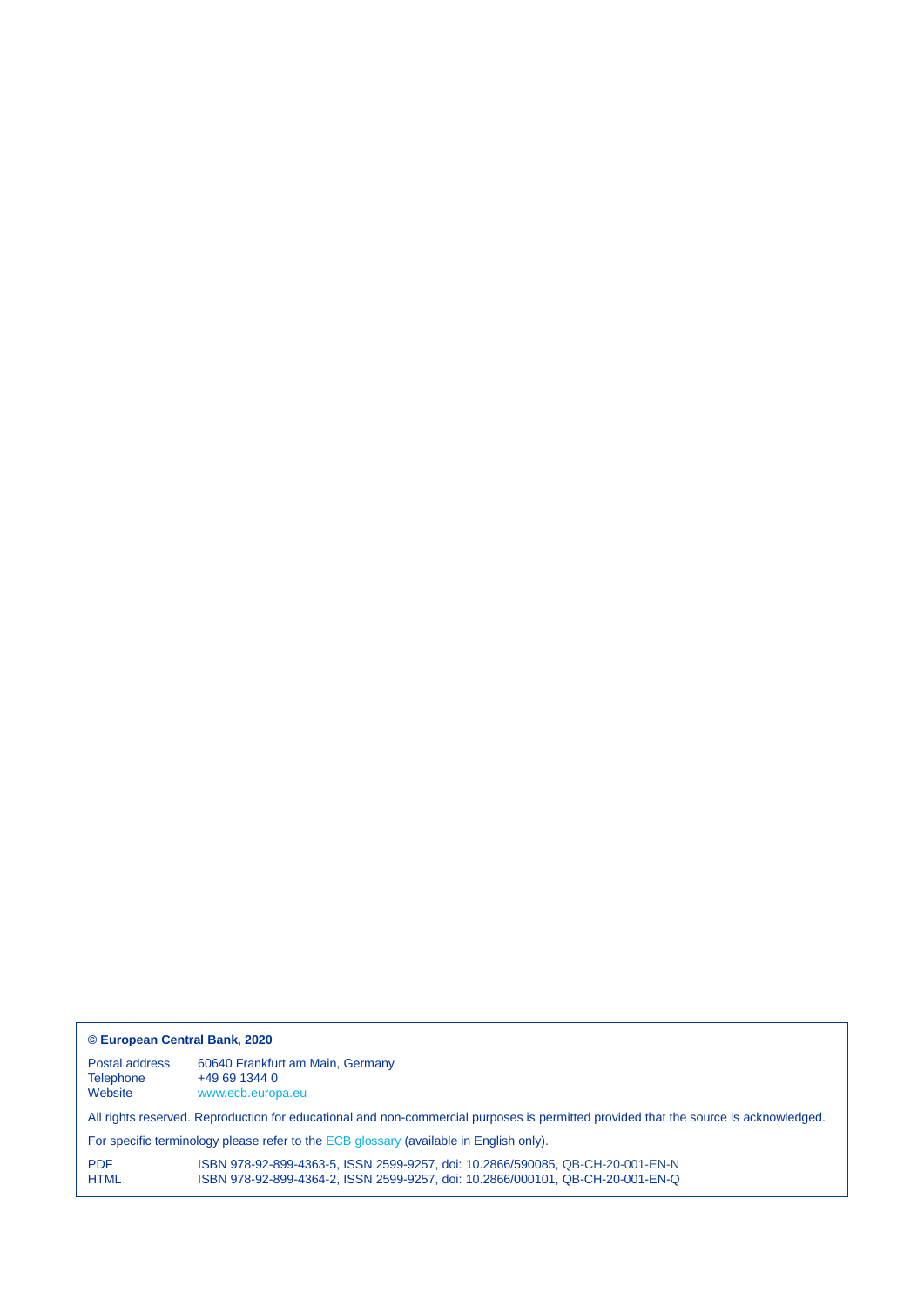**© European Central Bank, 2020**

| | |
|---|---|
| Postal address | 60640 Frankfurt am Main, Germany |
| Telephone | +49 69 1344 0 |
| Website | www.ecb.europa.eu |

All rights reserved. Reproduction for educational and non-commercial purposes is permitted provided that the source is acknowledged.

For specific terminology please refer to the ECB glossary (available in English only).

| | |
|---|---|
| PDF | ISBN 978-92-899-4363-5, ISSN 2599-9257, doi: 10.2866/590085, QB-CH-20-001-EN-N |
| HTML | ISBN 978-92-899-4364-2, ISSN 2599-9257, doi: 10.2866/000101, QB-CH-20-001-EN-Q |